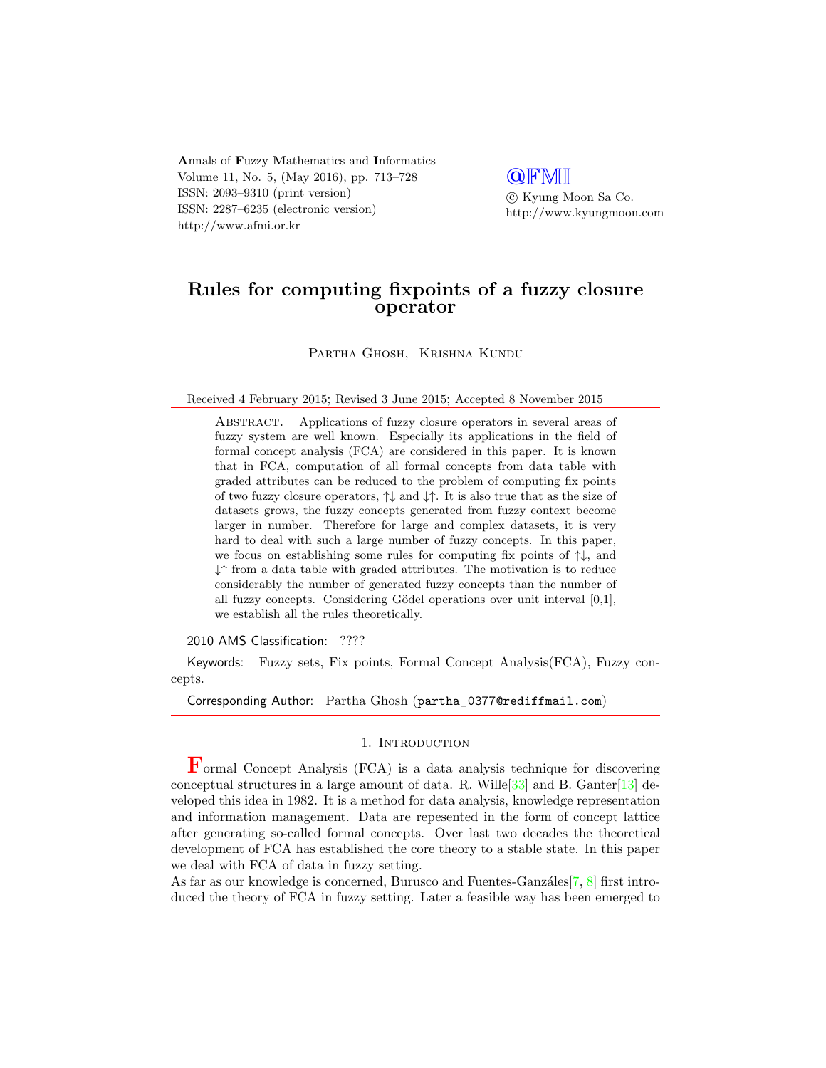# Rules for computing fixpoints of a fuzzy closure operator

Partha Ghosh, Krishna Kundu

Received 4 February 2015; Revised 3 June 2015; Accepted 8 November 2015

Abstract. Applications of fuzzy closure operators in several areas of fuzzy system are well known. Especially its applications in the field of formal concept analysis (FCA) are considered in this paper. It is known that in FCA, computation of all formal concepts from data table with graded attributes can be reduced to the problem of computing fix points of two fuzzy closure operators, $\uparrow\downarrow$ and $\downarrow\uparrow$. It is also true that as the size of datasets grows, the fuzzy concepts generated from fuzzy context become larger in number. Therefore for large and complex datasets, it is very hard to deal with such a large number of fuzzy concepts. In this paper, we focus on establishing some rules for computing fix points of $\uparrow\downarrow$, and $\downarrow\uparrow$ from a data table with graded attributes. The motivation is to reduce considerably the number of generated fuzzy concepts than the number of all fuzzy concepts. Considering Gödel operations over unit interval [0,1], we establish all the rules theoretically.

2010 AMS Classification: ????

Keywords: Fuzzy sets, Fix points, Formal Concept Analysis(FCA), Fuzzy concepts.

Corresponding Author: Partha Ghosh (partha_0377@rediffmail.com)

## 1. Introduction

Formal Concept Analysis (FCA) is a data analysis technique for discovering conceptual structures in a large amount of data. R. Wille[33] and B. Ganter[13] developed this idea in 1982. It is a method for data analysis, knowledge representation and information management. Data are repesented in the form of concept lattice after generating so-called formal concepts. Over last two decades the theoretical development of FCA has established the core theory to a stable state. In this paper we deal with FCA of data in fuzzy setting.

As far as our knowledge is concerned, Burusco and Fuentes-Ganzáles[7, 8] first introduced the theory of FCA in fuzzy setting. Later a feasible way has been emerged to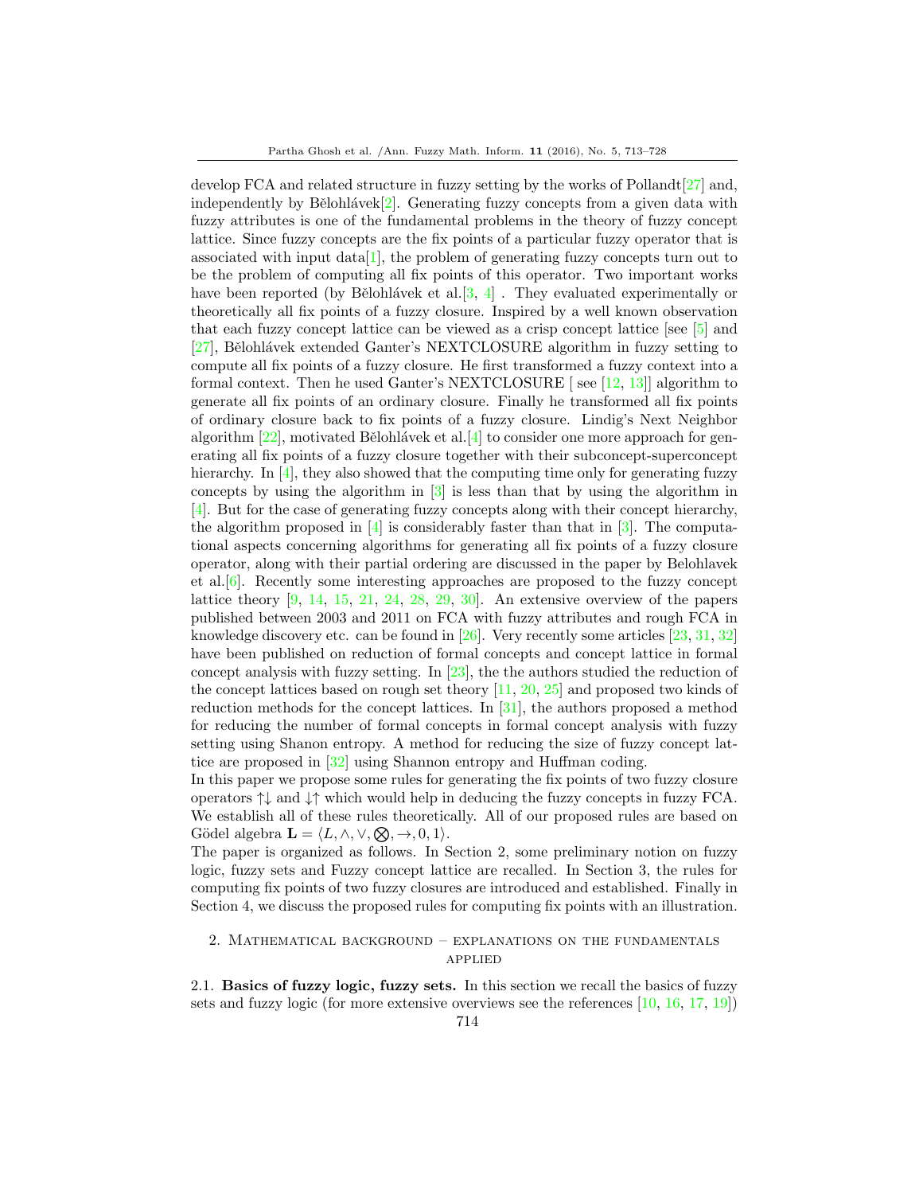develop FCA and related structure in fuzzy setting by the works of Pollandt[27] and, independently by Bělohlávek[2]. Generating fuzzy concepts from a given data with fuzzy attributes is one of the fundamental problems in the theory of fuzzy concept lattice. Since fuzzy concepts are the fix points of a particular fuzzy operator that is associated with input data[1], the problem of generating fuzzy concepts turn out to be the problem of computing all fix points of this operator. Two important works have been reported (by Bělohlávek et al.[3, 4] . They evaluated experimentally or theoretically all fix points of a fuzzy closure. Inspired by a well known observation that each fuzzy concept lattice can be viewed as a crisp concept lattice [see [5] and [27], Bělohlávek extended Ganter's NEXTCLOSURE algorithm in fuzzy setting to compute all fix points of a fuzzy closure. He first transformed a fuzzy context into a formal context. Then he used Ganter's NEXTCLOSURE [ see [12, 13]] algorithm to generate all fix points of an ordinary closure. Finally he transformed all fix points of ordinary closure back to fix points of a fuzzy closure. Lindig's Next Neighbor algorithm [22], motivated Bělohlávek et al.[4] to consider one more approach for generating all fix points of a fuzzy closure together with their subconcept-superconcept hierarchy. In [4], they also showed that the computing time only for generating fuzzy concepts by using the algorithm in [3] is less than that by using the algorithm in [4]. But for the case of generating fuzzy concepts along with their concept hierarchy, the algorithm proposed in [4] is considerably faster than that in [3]. The computational aspects concerning algorithms for generating all fix points of a fuzzy closure operator, along with their partial ordering are discussed in the paper by Belohlavek et al.[6]. Recently some interesting approaches are proposed to the fuzzy concept lattice theory [9, 14, 15, 21, 24, 28, 29, 30]. An extensive overview of the papers published between 2003 and 2011 on FCA with fuzzy attributes and rough FCA in knowledge discovery etc. can be found in [26]. Very recently some articles [23, 31, 32] have been published on reduction of formal concepts and concept lattice in formal concept analysis with fuzzy setting. In [23], the the authors studied the reduction of the concept lattices based on rough set theory [11, 20, 25] and proposed two kinds of reduction methods for the concept lattices. In [31], the authors proposed a method for reducing the number of formal concepts in formal concept analysis with fuzzy setting using Shanon entropy. A method for reducing the size of fuzzy concept lattice are proposed in [32] using Shannon entropy and Huffman coding.

In this paper we propose some rules for generating the fix points of two fuzzy closure operators $\uparrow\downarrow$ and $\downarrow\uparrow$ which would help in deducing the fuzzy concepts in fuzzy FCA. We establish all of these rules theoretically. All of our proposed rules are based on Gödel algebra $\mathbf{L} = \langle L, \wedge, \vee, \bigotimes, \rightarrow, 0, 1\rangle$.

The paper is organized as follows. In Section 2, some preliminary notion on fuzzy logic, fuzzy sets and Fuzzy concept lattice are recalled. In Section 3, the rules for computing fix points of two fuzzy closures are introduced and established. Finally in Section 4, we discuss the proposed rules for computing fix points with an illustration.

## 2. Mathematical background – explanations on the fundamentals applied

**2.1. Basics of fuzzy logic, fuzzy sets.** In this section we recall the basics of fuzzy sets and fuzzy logic (for more extensive overviews see the references [10, 16, 17, 19])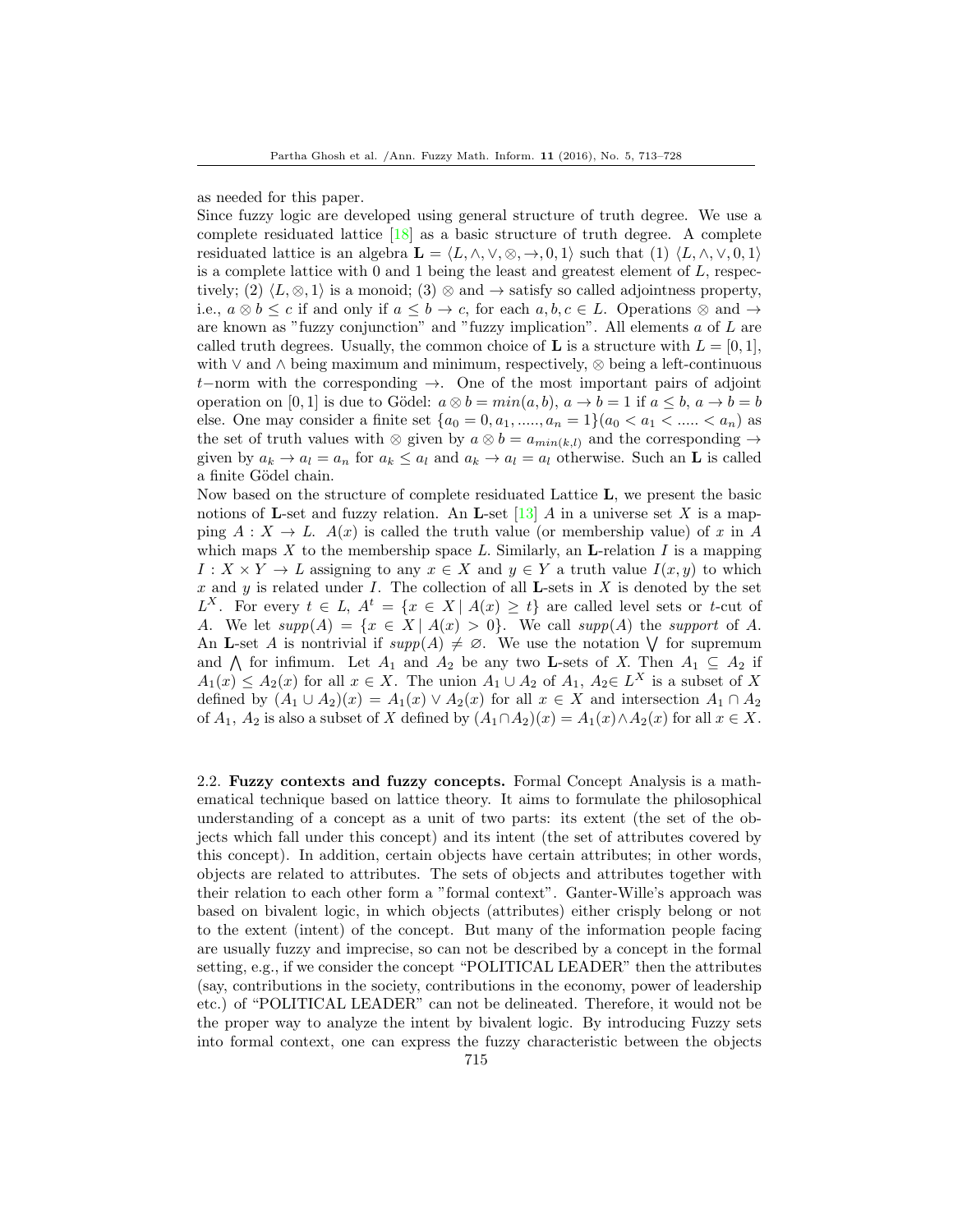as needed for this paper.

Since fuzzy logic are developed using general structure of truth degree. We use a complete residuated lattice [18] as a basic structure of truth degree. A complete residuated lattice is an algebra $\mathbf{L} = \langle L, \wedge, \vee, \otimes, \rightarrow, 0, 1\rangle$ such that (1) $\langle L, \wedge, \vee, 0, 1\rangle$ is a complete lattice with 0 and 1 being the least and greatest element of $L$, respectively; (2) $\langle L, \otimes, 1\rangle$ is a monoid; (3) $\otimes$ and $\rightarrow$ satisfy so called adjointness property, i.e., $a \otimes b \leq c$ if and only if $a \leq b \rightarrow c$, for each $a, b, c \in L$. Operations $\otimes$ and $\rightarrow$ are known as "fuzzy conjunction" and "fuzzy implication". All elements $a$ of $L$ are called truth degrees. Usually, the common choice of $\mathbf{L}$ is a structure with $L = [0, 1]$, with $\vee$ and $\wedge$ being maximum and minimum, respectively, $\otimes$ being a left-continuous $t-$norm with the corresponding $\rightarrow$. One of the most important pairs of adjoint operation on $[0, 1]$ is due to Gödel: $a \otimes b = min(a, b)$, $a \rightarrow b = 1$ if $a \leq b$, $a \rightarrow b = b$ else. One may consider a finite set $\{a_0 = 0, a_1, ....., a_n = 1\}(a_0 < a_1 < ..... < a_n)$ as the set of truth values with $\otimes$ given by $a \otimes b = a_{min(k,l)}$ and the corresponding $\rightarrow$ given by $a_k \rightarrow a_l = a_n$ for $a_k \leq a_l$ and $a_k \rightarrow a_l = a_l$ otherwise. Such an $\mathbf{L}$ is called a finite Gödel chain.

Now based on the structure of complete residuated Lattice $\mathbf{L}$, we present the basic notions of $\mathbf{L}$-set and fuzzy relation. An $\mathbf{L}$-set [13] $A$ in a universe set $X$ is a mapping $A : X \rightarrow L$. $A(x)$ is called the truth value (or membership value) of $x$ in $A$ which maps $X$ to the membership space $L$. Similarly, an $\mathbf{L}$-relation $I$ is a mapping $I : X \times Y \rightarrow L$ assigning to any $x \in X$ and $y \in Y$ a truth value $I(x, y)$ to which $x$ and $y$ is related under $I$. The collection of all $\mathbf{L}$-sets in $X$ is denoted by the set $L^X$. For every $t \in L$, $A^t = \{x \in X \mid A(x) \geq t\}$ are called level sets or $t$-cut of $A$. We let $supp(A) = \{x \in X \mid A(x) > 0\}$. We call $supp(A)$ the *support* of $A$. An $\mathbf{L}$-set $A$ is nontrivial if $supp(A) \neq \varnothing$. We use the notation $\bigvee$ for supremum and $\bigwedge$ for infimum. Let $A_1$ and $A_2$ be any two $\mathbf{L}$-sets of $X$. Then $A_1 \subseteq A_2$ if $A_1(x) \leq A_2(x)$ for all $x \in X$. The union $A_1 \cup A_2$ of $A_1$, $A_2 \in L^X$ is a subset of $X$ defined by $(A_1 \cup A_2)(x) = A_1(x) \vee A_2(x)$ for all $x \in X$ and intersection $A_1 \cap A_2$ of $A_1$, $A_2$ is also a subset of $X$ defined by $(A_1 \cap A_2)(x) = A_1(x) \wedge A_2(x)$ for all $x \in X$.

2.2. **Fuzzy contexts and fuzzy concepts.** Formal Concept Analysis is a mathematical technique based on lattice theory. It aims to formulate the philosophical understanding of a concept as a unit of two parts: its extent (the set of the objects which fall under this concept) and its intent (the set of attributes covered by this concept). In addition, certain objects have certain attributes; in other words, objects are related to attributes. The sets of objects and attributes together with their relation to each other form a "formal context". Ganter-Wille's approach was based on bivalent logic, in which objects (attributes) either crisply belong or not to the extent (intent) of the concept. But many of the information people facing are usually fuzzy and imprecise, so can not be described by a concept in the formal setting, e.g., if we consider the concept "POLITICAL LEADER" then the attributes (say, contributions in the society, contributions in the economy, power of leadership etc.) of "POLITICAL LEADER" can not be delineated. Therefore, it would not be the proper way to analyze the intent by bivalent logic. By introducing Fuzzy sets into formal context, one can express the fuzzy characteristic between the objects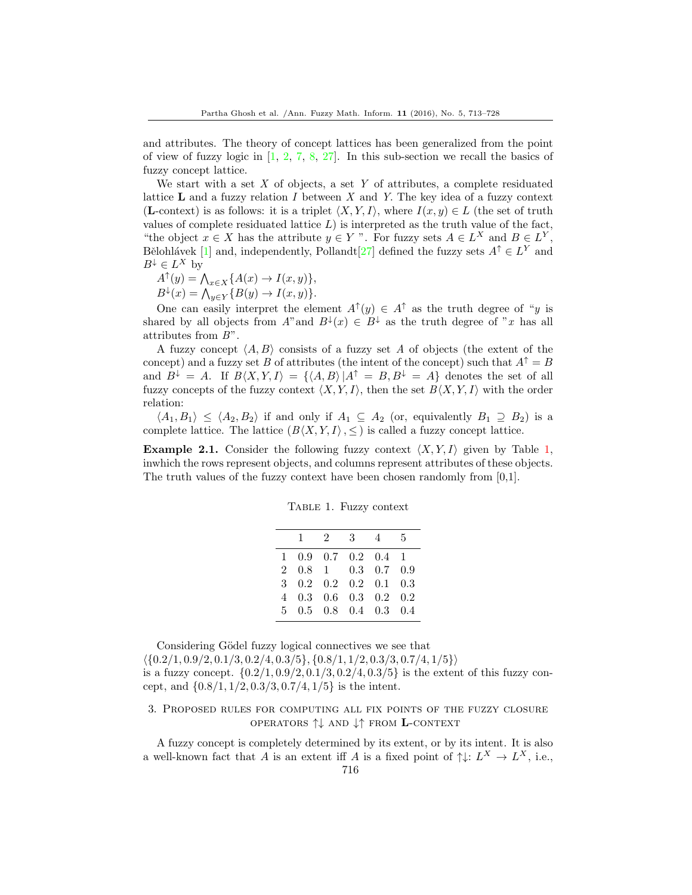and attributes. The theory of concept lattices has been generalized from the point of view of fuzzy logic in [1, 2, 7, 8, 27]. In this sub-section we recall the basics of fuzzy concept lattice.

We start with a set $X$ of objects, a set $Y$ of attributes, a complete residuated lattice $\mathbf{L}$ and a fuzzy relation $I$ between $X$ and $Y$. The key idea of a fuzzy context ($\mathbf{L}$-context) is as follows: it is a triplet $\langle X, Y, I \rangle$, where $I(x, y) \in L$ (the set of truth values of complete residuated lattice $L$) is interpreted as the truth value of the fact, "the object $x \in X$ has the attribute $y \in Y$ ". For fuzzy sets $A \in L^X$ and $B \in L^Y$, Bělohlávek [1] and, independently, Pollandt[27] defined the fuzzy sets $A^{\uparrow} \in L^Y$ and $B^{\downarrow} \in L^X$ by

$A^{\uparrow}(y) = \bigwedge_{x \in X} \{A(x) \rightarrow I(x, y)\}$,
$B^{\downarrow}(x) = \bigwedge_{y \in Y} \{B(y) \rightarrow I(x, y)\}$.

One can easily interpret the element $A^{\uparrow}(y) \in A^{\uparrow}$ as the truth degree of "$y$ is shared by all objects from $A$"and $B^{\downarrow}(x) \in B^{\downarrow}$ as the truth degree of "$x$ has all attributes from $B$".

A fuzzy concept $\langle A, B \rangle$ consists of a fuzzy set $A$ of objects (the extent of the concept) and a fuzzy set $B$ of attributes (the intent of the concept) such that $A^{\uparrow} = B$ and $B^{\downarrow} = A$. If $B\langle X, Y, I \rangle = \{\langle A, B \rangle | A^{\uparrow} = B, B^{\downarrow} = A\}$ denotes the set of all fuzzy concepts of the fuzzy context $\langle X, Y, I \rangle$, then the set $B\langle X, Y, I \rangle$ with the order relation:

$\langle A_1, B_1 \rangle \leq \langle A_2, B_2 \rangle$ if and only if $A_1 \subseteq A_2$ (or, equivalently $B_1 \supseteq B_2$) is a complete lattice. The lattice $(B\langle X, Y, I \rangle, \leq)$ is called a fuzzy concept lattice.

**Example 2.1.** Consider the following fuzzy context $\langle X, Y, I \rangle$ given by Table 1, inwhich the rows represent objects, and columns represent attributes of these objects. The truth values of the fuzzy context have been chosen randomly from [0,1].

Table 1. Fuzzy context

| | 1 | 2 | 3 | 4 | 5 |
|---|---|---|---|---|---|
| 1 | 0.9 | 0.7 | 0.2 | 0.4 | 1 |
| 2 | 0.8 | 1 | 0.3 | 0.7 | 0.9 |
| 3 | 0.2 | 0.2 | 0.2 | 0.1 | 0.3 |
| 4 | 0.3 | 0.6 | 0.3 | 0.2 | 0.2 |
| 5 | 0.5 | 0.8 | 0.4 | 0.3 | 0.4 |

Considering Gödel fuzzy logical connectives we see that
$\langle \{0.2/1, 0.9/2, 0.1/3, 0.2/4, 0.3/5\}, \{0.8/1, 1/2, 0.3/3, 0.7/4, 1/5\} \rangle$
is a fuzzy concept. $\{0.2/1, 0.9/2, 0.1/3, 0.2/4, 0.3/5\}$ is the extent of this fuzzy concept, and $\{0.8/1, 1/2, 0.3/3, 0.7/4, 1/5\}$ is the intent.

## 3. Proposed rules for computing all fix points of the fuzzy closure operators $\uparrow\downarrow$ and $\downarrow\uparrow$ from L-context

A fuzzy concept is completely determined by its extent, or by its intent. It is also a well-known fact that $A$ is an extent iff $A$ is a fixed point of $\uparrow\downarrow$: $L^X \rightarrow L^X$, i.e.,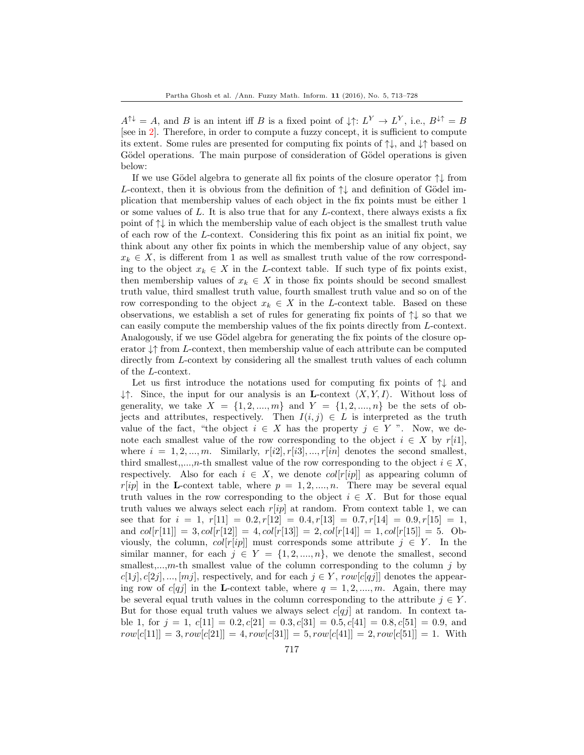$A^{\uparrow\downarrow} = A$, and $B$ is an intent iff $B$ is a fixed point of $\downarrow\uparrow$: $L^Y \to L^Y$, i.e., $B^{\downarrow\uparrow} = B$ [see in 2]. Therefore, in order to compute a fuzzy concept, it is sufficient to compute its extent. Some rules are presented for computing fix points of $\uparrow\downarrow$, and $\downarrow\uparrow$ based on Gödel operations. The main purpose of consideration of Gödel operations is given below:

If we use Gödel algebra to generate all fix points of the closure operator $\uparrow\downarrow$ from $L$-context, then it is obvious from the definition of $\uparrow\downarrow$ and definition of Gödel implication that membership values of each object in the fix points must be either 1 or some values of $L$. It is also true that for any $L$-context, there always exists a fix point of $\uparrow\downarrow$ in which the membership value of each object is the smallest truth value of each row of the $L$-context. Considering this fix point as an initial fix point, we think about any other fix points in which the membership value of any object, say $x_k \in X$, is different from 1 as well as smallest truth value of the row corresponding to the object $x_k \in X$ in the $L$-context table. If such type of fix points exist, then membership values of $x_k \in X$ in those fix points should be second smallest truth value, third smallest truth value, fourth smallest truth value and so on of the row corresponding to the object $x_k \in X$ in the $L$-context table. Based on these observations, we establish a set of rules for generating fix points of $\uparrow\downarrow$ so that we can easily compute the membership values of the fix points directly from $L$-context. Analogously, if we use Gödel algebra for generating the fix points of the closure operator $\downarrow\uparrow$ from $L$-context, then membership value of each attribute can be computed directly from $L$-context by considering all the smallest truth values of each column of the $L$-context.

Let us first introduce the notations used for computing fix points of $\uparrow\downarrow$ and $\downarrow\uparrow$. Since, the input for our analysis is an **L**-context $\langle X, Y, I\rangle$. Without loss of generality, we take $X = \{1, 2, ...., m\}$ and $Y = \{1, 2, ...., n\}$ be the sets of objects and attributes, respectively. Then $I(i, j) \in L$ is interpreted as the truth value of the fact, "the object $i \in X$ has the property $j \in Y$ ". Now, we denote each smallest value of the row corresponding to the object $i \in X$ by $r[i1]$, where $i = 1, 2, ..., m$. Similarly, $r[i2], r[i3], ..., r[in]$ denotes the second smallest, third smallest,,...,$n$-th smallest value of the row corresponding to the object $i \in X$, respectively. Also for each $i \in X$, we denote $col[r[ip]]$ as appearing column of $r[ip]$ in the **L**-context table, where $p = 1, 2, ...., n$. There may be several equal truth values in the row corresponding to the object $i \in X$. But for those equal truth values we always select each $r[ip]$ at random. From context table 1, we can see that for $i = 1$, $r[11] = 0.2, r[12] = 0.4, r[13] = 0.7, r[14] = 0.9, r[15] = 1$, and $col[r[11]] = 3, col[r[12]] = 4, col[r[13]] = 2, col[r[14]] = 1, col[r[15]] = 5$. Obviously, the column, $col[r[ip]]$ must corresponds some attribute $j \in Y$. In the similar manner, for each $j \in Y = \{1, 2, ...., n\}$, we denote the smallest, second smallest,...,$m$-th smallest value of the column corresponding to the column $j$ by $c[1j], c[2j], ..., [mj]$, respectively, and for each $j \in Y$, $row[c[qj]]$ denotes the appearing row of $c[qj]$ in the **L**-context table, where $q = 1, 2, ...., m$. Again, there may be several equal truth values in the column corresponding to the attribute $j \in Y$. But for those equal truth values we always select $c[qj]$ at random. In context table 1, for $j = 1$, $c[11] = 0.2, c[21] = 0.3, c[31] = 0.5, c[41] = 0.8, c[51] = 0.9$, and $row[c[11]] = 3, row[c[21]] = 4, row[c[31]] = 5, row[c[41]] = 2, row[c[51]] = 1$. With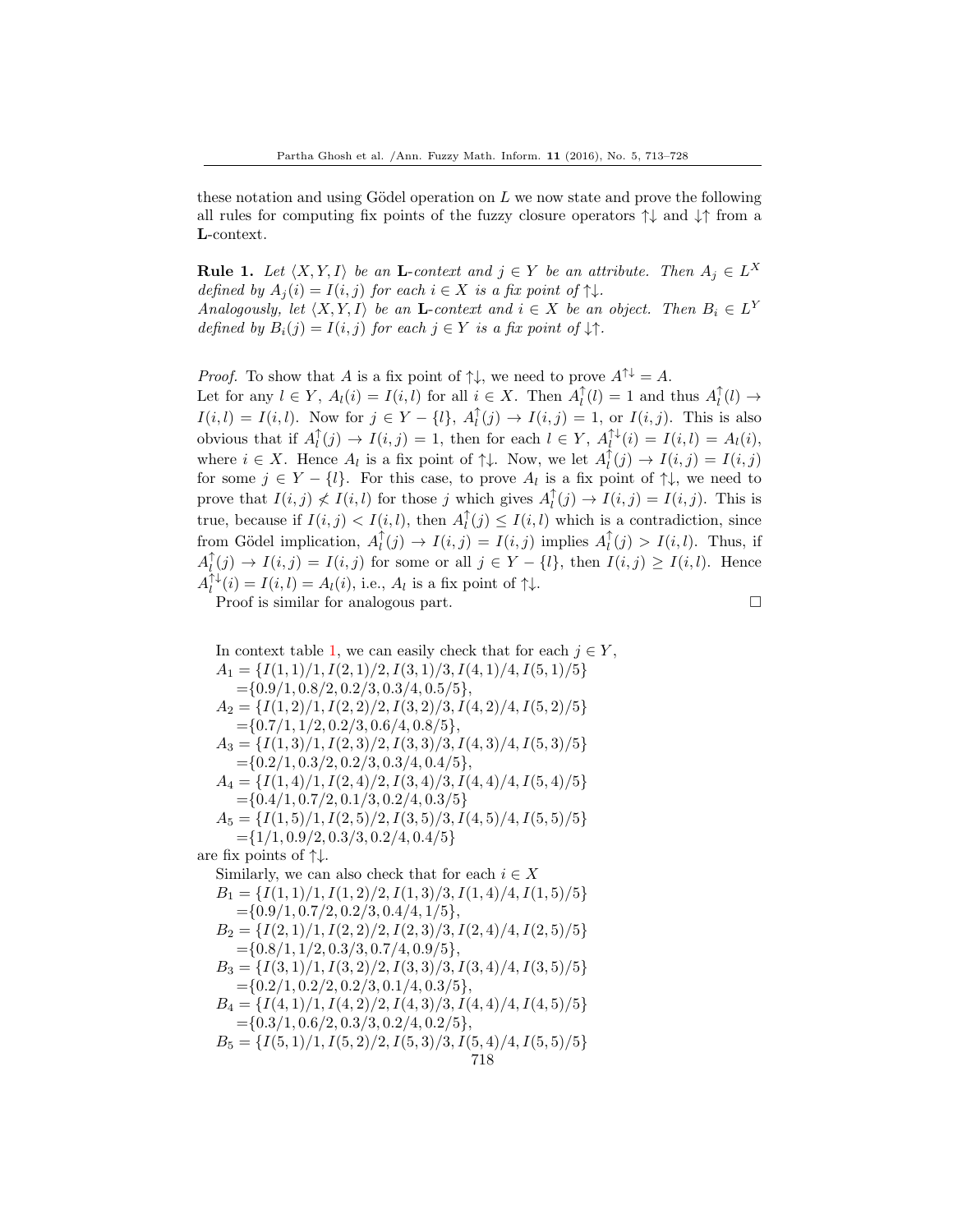these notation and using Gödel operation on $L$ we now state and prove the following all rules for computing fix points of the fuzzy closure operators $\uparrow\downarrow$ and $\downarrow\uparrow$ from a **L**-context.

**Rule 1.** *Let $\langle X, Y, I\rangle$ be an* **L***-context and $j \in Y$ be an attribute. Then $A_j \in L^X$ defined by $A_j(i) = I(i, j)$ for each $i \in X$ is a fix point of $\uparrow\downarrow$.*
*Analogously, let $\langle X, Y, I\rangle$ be an* **L***-context and $i \in X$ be an object. Then $B_i \in L^Y$ defined by $B_i(j) = I(i, j)$ for each $j \in Y$ is a fix point of $\downarrow\uparrow$.*

*Proof.* To show that $A$ is a fix point of $\uparrow\downarrow$, we need to prove $A^{\uparrow\downarrow} = A$.
Let for any $l \in Y$, $A_l(i) = I(i, l)$ for all $i \in X$. Then $A_l^{\uparrow}(l) = 1$ and thus $A_l^{\uparrow}(l) \to I(i, l) = I(i, l)$. Now for $j \in Y - \{l\}$, $A_l^{\uparrow}(j) \to I(i, j) = 1$, or $I(i, j)$. This is also obvious that if $A_l^{\uparrow}(j) \to I(i, j) = 1$, then for each $l \in Y$, $A_l^{\uparrow\downarrow}(i) = I(i, l) = A_l(i)$, where $i \in X$. Hence $A_l$ is a fix point of $\uparrow\downarrow$. Now, we let $A_l^{\uparrow}(j) \to I(i, j) = I(i, j)$ for some $j \in Y - \{l\}$. For this case, to prove $A_l$ is a fix point of $\uparrow\downarrow$, we need to prove that $I(i, j) \not< I(i, l)$ for those $j$ which gives $A_l^{\uparrow}(j) \to I(i, j) = I(i, j)$. This is true, because if $I(i, j) < I(i, l)$, then $A_l^{\uparrow}(j) \leq I(i, l)$ which is a contradiction, since from Gödel implication, $A_l^{\uparrow}(j) \to I(i, j) = I(i, j)$ implies $A_l^{\uparrow}(j) > I(i, l)$. Thus, if $A_l^{\uparrow}(j) \to I(i, j) = I(i, j)$ for some or all $j \in Y - \{l\}$, then $I(i, j) \geq I(i, l)$. Hence $A_l^{\uparrow\downarrow}(i) = I(i, l) = A_l(i)$, i.e., $A_l$ is a fix point of $\uparrow\downarrow$.

Proof is similar for analogous part. □

In context table 1, we can easily check that for each $j \in Y$,

$A_1 = \{I(1, 1)/1, I(2, 1)/2, I(3, 1)/3, I(4, 1)/4, I(5, 1)/5\}$
$=\{0.9/1, 0.8/2, 0.2/3, 0.3/4, 0.5/5\}$,
$A_2 = \{I(1, 2)/1, I(2, 2)/2, I(3, 2)/3, I(4, 2)/4, I(5, 2)/5\}$
$=\{0.7/1, 1/2, 0.2/3, 0.6/4, 0.8/5\}$,
$A_3 = \{I(1, 3)/1, I(2, 3)/2, I(3, 3)/3, I(4, 3)/4, I(5, 3)/5\}$
$=\{0.2/1, 0.3/2, 0.2/3, 0.3/4, 0.4/5\}$,
$A_4 = \{I(1, 4)/1, I(2, 4)/2, I(3, 4)/3, I(4, 4)/4, I(5, 4)/5\}$
$=\{0.4/1, 0.7/2, 0.1/3, 0.2/4, 0.3/5\}$
$A_5 = \{I(1, 5)/1, I(2, 5)/2, I(3, 5)/3, I(4, 5)/4, I(5, 5)/5\}$
$=\{1/1, 0.9/2, 0.3/3, 0.2/4, 0.4/5\}$

are fix points of $\uparrow\downarrow$.

Similarly, we can also check that for each $i \in X$

$B_1 = \{I(1, 1)/1, I(1, 2)/2, I(1, 3)/3, I(1, 4)/4, I(1, 5)/5\}$
$=\{0.9/1, 0.7/2, 0.2/3, 0.4/4, 1/5\}$,
$B_2 = \{I(2, 1)/1, I(2, 2)/2, I(2, 3)/3, I(2, 4)/4, I(2, 5)/5\}$
$=\{0.8/1, 1/2, 0.3/3, 0.7/4, 0.9/5\}$,
$B_3 = \{I(3, 1)/1, I(3, 2)/2, I(3, 3)/3, I(3, 4)/4, I(3, 5)/5\}$
$=\{0.2/1, 0.2/2, 0.2/3, 0.1/4, 0.3/5\}$,
$B_4 = \{I(4, 1)/1, I(4, 2)/2, I(4, 3)/3, I(4, 4)/4, I(4, 5)/5\}$
$=\{0.3/1, 0.6/2, 0.3/3, 0.2/4, 0.2/5\}$,
$B_5 = \{I(5, 1)/1, I(5, 2)/2, I(5, 3)/3, I(5, 4)/4, I(5, 5)/5\}$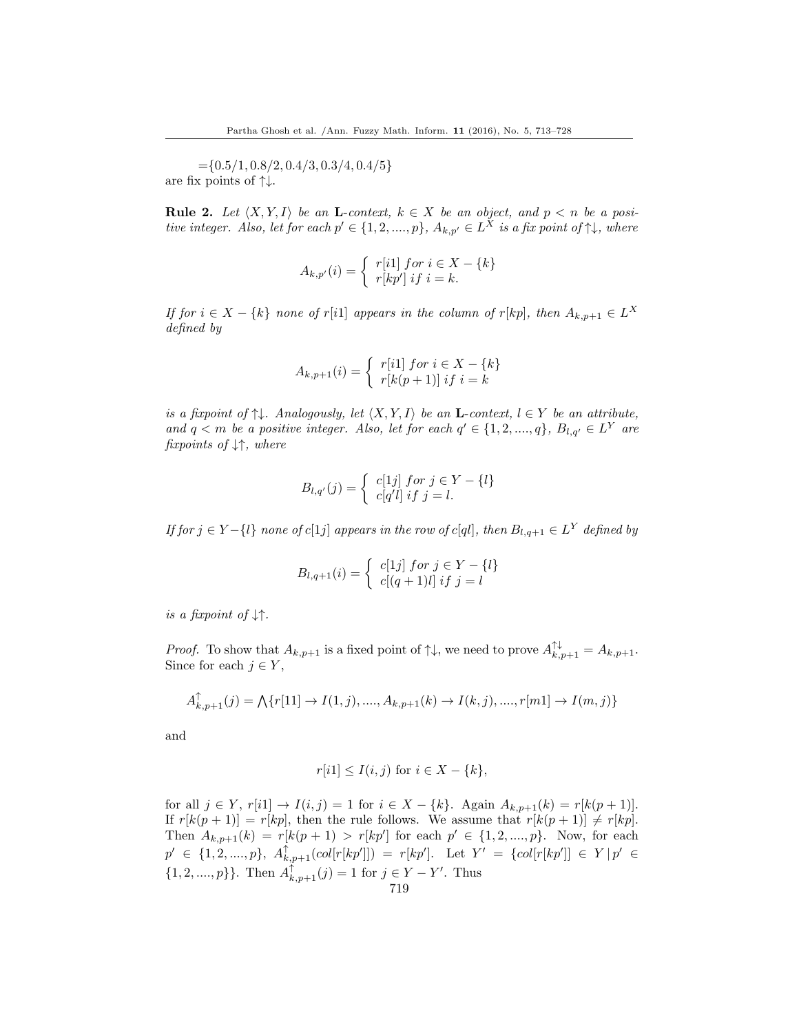$=\{0.5/1, 0.8/2, 0.4/3, 0.3/4, 0.4/5\}$
are fix points of $\uparrow\downarrow$.

**Rule 2.** *Let $\langle X, Y, I\rangle$ be an* **L***-context, $k \in X$ be an object, and $p < n$ be a positive integer. Also, let for each $p' \in \{1, 2, ...., p\}$, $A_{k,p'} \in L^X$ is a fix point of $\uparrow\downarrow$, where*

$$A_{k,p'}(i) = \begin{cases} r[i1] \; for \; i \in X - \{k\} \\ r[kp'] \; if \; i = k. \end{cases}$$

*If for $i \in X - \{k\}$ none of $r[i1]$ appears in the column of $r[kp]$, then $A_{k,p+1} \in L^X$ defined by*

$$A_{k,p+1}(i) = \begin{cases} r[i1] \; for \; i \in X - \{k\} \\ r[k(p+1)] \; if \; i = k \end{cases}$$

*is a fixpoint of $\uparrow\downarrow$. Analogously, let $\langle X, Y, I\rangle$ be an* **L***-context, $l \in Y$ be an attribute, and $q < m$ be a positive integer. Also, let for each $q' \in \{1, 2, ...., q\}$, $B_{l,q'} \in L^Y$ are fixpoints of $\downarrow\uparrow$, where*

$$B_{l,q'}(j) = \begin{cases} c[1j] \; for \; j \in Y - \{l\} \\ c[q'l] \; if \; j = l. \end{cases}$$

*If for $j \in Y - \{l\}$ none of $c[1j]$ appears in the row of $c[ql]$, then $B_{l,q+1} \in L^Y$ defined by*

$$B_{l,q+1}(i) = \begin{cases} c[1j] \; for \; j \in Y - \{l\} \\ c[(q+1)l] \; if \; j = l \end{cases}$$

*is a fixpoint of $\downarrow\uparrow$.*

*Proof.* To show that $A_{k,p+1}$ is a fixed point of $\uparrow\downarrow$, we need to prove $A^{\uparrow\downarrow}_{k,p+1} = A_{k,p+1}$. Since for each $j \in Y$,

$$A^{\uparrow}_{k,p+1}(j) = \bigwedge\{r[11] \rightarrow I(1, j), ...., A_{k,p+1}(k) \rightarrow I(k, j), ...., r[m1] \rightarrow I(m, j)\}$$

and

$$r[i1] \leq I(i, j) \text{ for } i \in X - \{k\},$$

for all $j \in Y$, $r[i1] \rightarrow I(i, j) = 1$ for $i \in X - \{k\}$. Again $A_{k,p+1}(k) = r[k(p+1)]$. If $r[k(p+1)] = r[kp]$, then the rule follows. We assume that $r[k(p+1)] \neq r[kp]$. Then $A_{k,p+1}(k) = r[k(p+1) > r[kp']$ for each $p' \in \{1, 2, ...., p\}$. Now, for each $p' \in \{1, 2, ...., p\}$, $A^{\uparrow}_{k,p+1}(col[r[kp']]) = r[kp']$. Let $Y' = \{col[r[kp']] \in Y \,|\, p' \in \{1, 2, ...., p\}\}$. Then $A^{\uparrow}_{k,p+1}(j) = 1$ for $j \in Y - Y'$. Thus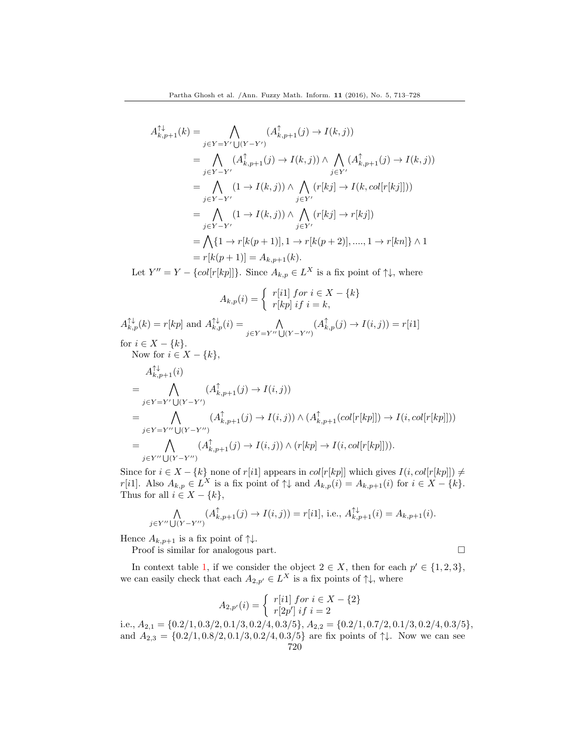$$
\begin{aligned}
A^{\uparrow\downarrow}_{k,p+1}(k) &= \bigwedge_{j\in Y=Y'\bigcup(Y-Y')} (A^{\uparrow}_{k,p+1}(j)\to I(k,j))\\
&= \bigwedge_{j\in Y-Y'} (A^{\uparrow}_{k,p+1}(j)\to I(k,j)) \wedge \bigwedge_{j\in Y'} (A^{\uparrow}_{k,p+1}(j)\to I(k,j))\\
&= \bigwedge_{j\in Y-Y'} (1\to I(k,j)) \wedge \bigwedge_{j\in Y'} (r[kj]\to I(k,col[r[kj]]))\\
&= \bigwedge_{j\in Y-Y'} (1\to I(k,j)) \wedge \bigwedge_{j\in Y'} (r[kj]\to r[kj])\\
&= \bigwedge\{1\to r[k(p+1)], 1\to r[k(p+2)], ...., 1\to r[kn]\}\wedge 1\\
&= r[k(p+1)] = A_{k,p+1}(k).
\end{aligned}
$$

Let $Y'' = Y - \{col[r[kp]]\}$. Since $A_{k,p}\in L^X$ is a fix point of $\uparrow\downarrow$, where

$$
A_{k,p}(i) = \begin{cases} r[i1] \; for \; i\in X-\{k\} \\ r[kp] \; if \; i = k, \end{cases}
$$

$A^{\uparrow\downarrow}_{k,p}(k) = r[kp]$ and $A^{\uparrow\downarrow}_{k,p}(i) = \bigwedge_{j\in Y=Y''\bigcup(Y-Y'')} (A^{\uparrow}_{k,p}(j)\to I(i,j)) = r[i1]$ for $i\in X-\{k\}$.

Now for $i\in X-\{k\}$,

$$
\begin{aligned}
&A^{\uparrow\downarrow}_{k,p+1}(i)\\
&= \bigwedge_{j\in Y=Y'\bigcup(Y-Y')} (A^{\uparrow}_{k,p+1}(j)\to I(i,j))\\
&= \bigwedge_{j\in Y=Y''\bigcup(Y-Y'')} (A^{\uparrow}_{k,p+1}(j)\to I(i,j)) \wedge (A^{\uparrow}_{k,p+1}(col[r[kp]])\to I(i,col[r[kp]]))\\
&= \bigwedge_{j\in Y''\bigcup(Y-Y'')} (A^{\uparrow}_{k,p+1}(j)\to I(i,j)) \wedge (r[kp]\to I(i,col[r[kp]])).
\end{aligned}
$$

Since for $i\in X-\{k\}$ none of $r[i1]$ appears in $col[r[kp]]$ which gives $I(i,col[r[kp]])\neq r[i1]$. Also $A_{k,p}\in L^X$ is a fix point of $\uparrow\downarrow$ and $A_{k,p}(i) = A_{k,p+1}(i)$ for $i\in X-\{k\}$. Thus for all $i\in X-\{k\}$,

$$
\bigwedge_{j\in Y''\bigcup(Y-Y'')} (A^{\uparrow}_{k,p+1}(j)\to I(i,j)) = r[i1], \text{ i.e., } A^{\uparrow\downarrow}_{k,p+1}(i) = A_{k,p+1}(i).
$$

Hence $A_{k,p+1}$ is a fix point of $\uparrow\downarrow$.

Proof is similar for analogous part. □

In context table 1, if we consider the object $2\in X$, then for each $p'\in\{1,2,3\}$, we can easily check that each $A_{2,p'}\in L^X$ is a fix points of $\uparrow\downarrow$, where

$$
A_{2,p'}(i) = \begin{cases} r[i1] \; for \; i\in X-\{2\} \\ r[2p'] \; if \; i = 2 \end{cases}
$$

i.e., $A_{2,1} = \{0.2/1, 0.3/2, 0.1/3, 0.2/4, 0.3/5\}$, $A_{2,2} = \{0.2/1, 0.7/2, 0.1/3, 0.2/4, 0.3/5\}$, and $A_{2,3} = \{0.2/1, 0.8/2, 0.1/3, 0.2/4, 0.3/5\}$ are fix points of $\uparrow\downarrow$. Now we can see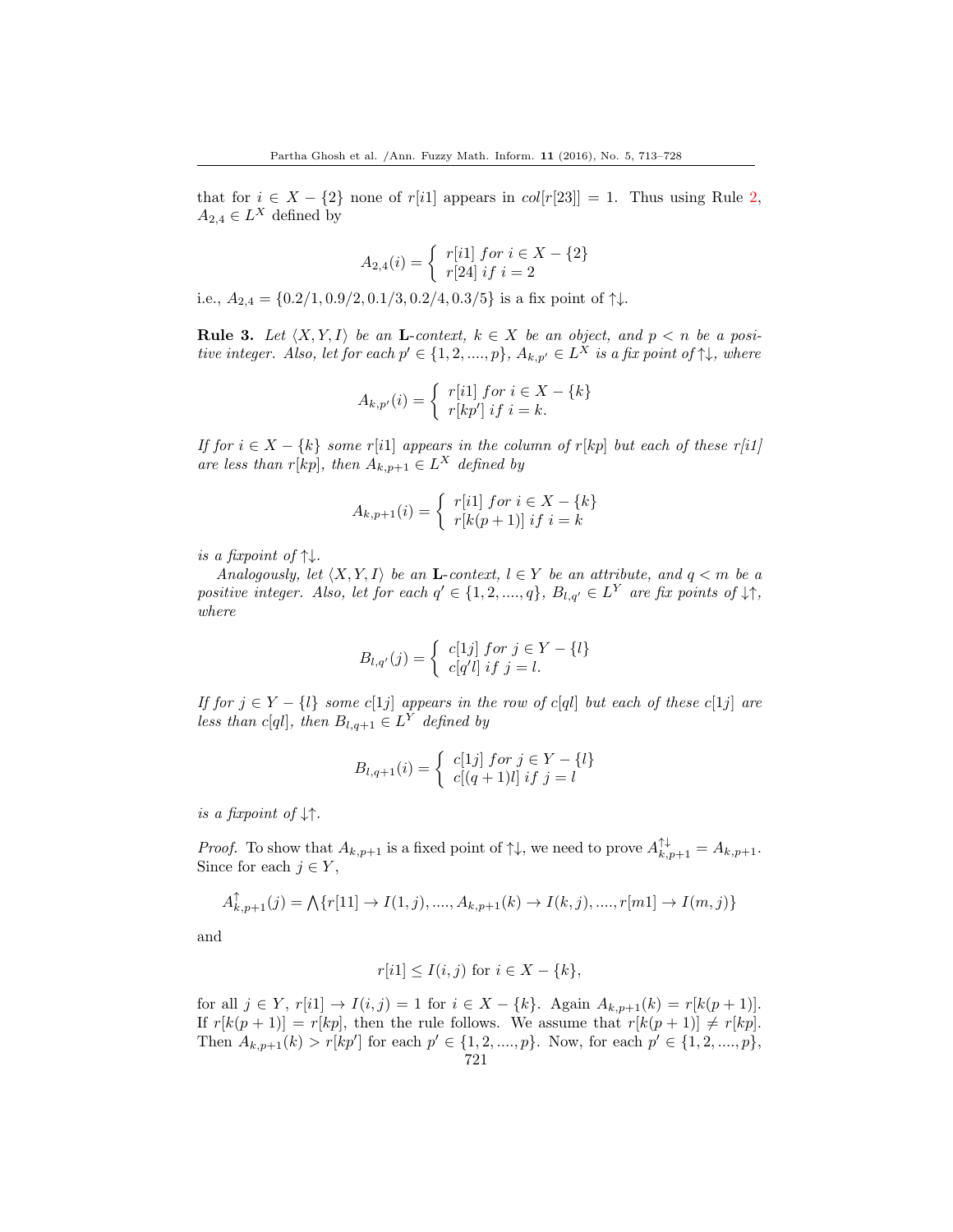that for $i \in X - \{2\}$ none of $r[i1]$ appears in $col[r[23]] = 1$. Thus using Rule 2, $A_{2,4} \in L^X$ defined by

$$A_{2,4}(i) = \begin{cases} r[i1] \; for \; i \in X - \{2\} \\ r[24] \; if \; i = 2 \end{cases}$$

i.e., $A_{2,4} = \{0.2/1, 0.9/2, 0.1/3, 0.2/4, 0.3/5\}$ is a fix point of $\uparrow\downarrow$.

**Rule 3.** *Let $\langle X, Y, I\rangle$ be an* **L***-context, $k \in X$ be an object, and $p < n$ be a positive integer. Also, let for each $p' \in \{1, 2, ...., p\}$, $A_{k,p'} \in L^X$ is a fix point of $\uparrow\downarrow$, where*

$$A_{k,p'}(i) = \begin{cases} r[i1] \; for \; i \in X - \{k\} \\ r[kp'] \; if \; i = k. \end{cases}$$

*If for $i \in X - \{k\}$ some $r[i1]$ appears in the column of $r[kp]$ but each of these $r[i1]$ are less than $r[kp]$, then $A_{k,p+1} \in L^X$ defined by*

$$A_{k,p+1}(i) = \begin{cases} r[i1] \; for \; i \in X - \{k\} \\ r[k(p+1)] \; if \; i = k \end{cases}$$

*is a fixpoint of $\uparrow\downarrow$.*

*Analogously, let $\langle X, Y, I\rangle$ be an* **L***-context, $l \in Y$ be an attribute, and $q < m$ be a positive integer. Also, let for each $q' \in \{1, 2, ...., q\}$, $B_{l,q'} \in L^Y$ are fix points of $\downarrow\uparrow$, where*

$$B_{l,q'}(j) = \begin{cases} c[1j] \; for \; j \in Y - \{l\} \\ c[q'l] \; if \; j = l. \end{cases}$$

*If for $j \in Y - \{l\}$ some $c[1j]$ appears in the row of $c[ql]$ but each of these $c[1j]$ are less than $c[ql]$, then $B_{l,q+1} \in L^Y$ defined by*

$$B_{l,q+1}(i) = \begin{cases} c[1j] \; for \; j \in Y - \{l\} \\ c[(q+1)l] \; if \; j = l \end{cases}$$

*is a fixpoint of $\downarrow\uparrow$.*

*Proof.* To show that $A_{k,p+1}$ is a fixed point of $\uparrow\downarrow$, we need to prove $A_{k,p+1}^{\uparrow\downarrow} = A_{k,p+1}$. Since for each $j \in Y$,

$$A_{k,p+1}^{\uparrow}(j) = \bigwedge\{r[11] \to I(1, j), ...., A_{k,p+1}(k) \to I(k, j), ...., r[m1] \to I(m, j)\}$$

and

$$r[i1] \leq I(i, j) \text{ for } i \in X - \{k\},$$

for all $j \in Y$, $r[i1] \to I(i, j) = 1$ for $i \in X - \{k\}$. Again $A_{k,p+1}(k) = r[k(p+1)]$. If $r[k(p+1)] = r[kp]$, then the rule follows. We assume that $r[k(p+1)] \neq r[kp]$. Then $A_{k,p+1}(k) > r[kp']$ for each $p' \in \{1, 2, ...., p\}$. Now, for each $p' \in \{1, 2, ...., p\}$,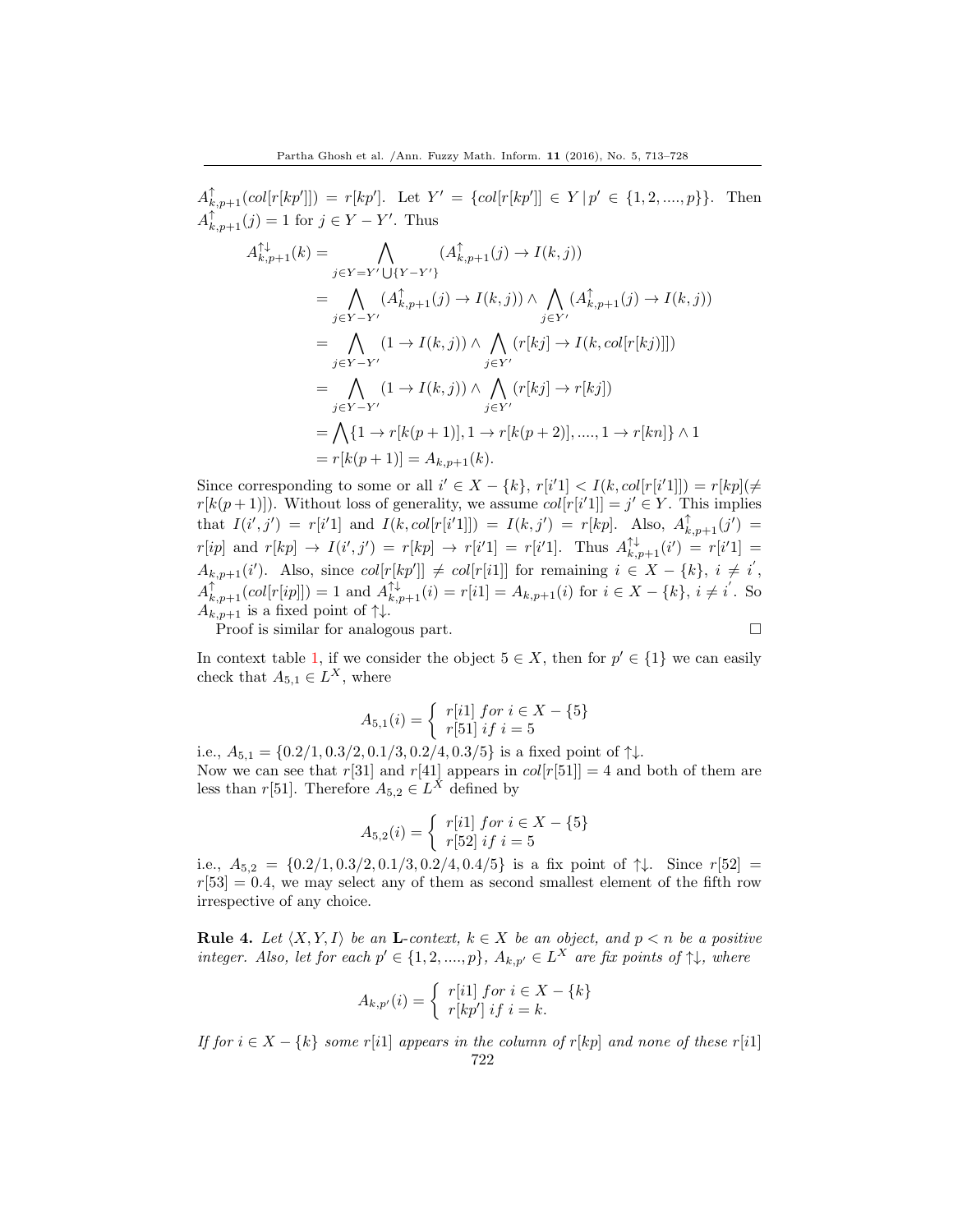$A^{\uparrow}_{k,p+1}(col[r[kp']]) = r[kp']$. Let $Y' = \{col[r[kp']] \in Y \,|\, p' \in \{1, 2, ...., p\}\}$. Then $A^{\uparrow}_{k,p+1}(j) = 1$ for $j \in Y - Y'$. Thus

$$
\begin{aligned}
A^{\uparrow\downarrow}_{k,p+1}(k) &= \bigwedge_{j \in Y = Y' \bigcup \{Y - Y'\}} (A^{\uparrow}_{k,p+1}(j) \to I(k,j)) \\
&= \bigwedge_{j \in Y - Y'} (A^{\uparrow}_{k,p+1}(j) \to I(k,j)) \wedge \bigwedge_{j \in Y'} (A^{\uparrow}_{k,p+1}(j) \to I(k,j)) \\
&= \bigwedge_{j \in Y - Y'} (1 \to I(k,j)) \wedge \bigwedge_{j \in Y'} (r[kj] \to I(k, col[r[kj]])) \\
&= \bigwedge_{j \in Y - Y'} (1 \to I(k,j)) \wedge \bigwedge_{j \in Y'} (r[kj] \to r[kj]) \\
&= \bigwedge \{1 \to r[k(p+1)], 1 \to r[k(p+2)], ...., 1 \to r[kn]\} \wedge 1 \\
&= r[k(p+1)] = A_{k,p+1}(k).
\end{aligned}
$$

Since corresponding to some or all $i' \in X - \{k\}$, $r[i'1] < I(k, col[r[i'1]]) = r[kp] (\neq r[k(p+1)])$. Without loss of generality, we assume $col[r[i'1]] = j' \in Y$. This implies that $I(i', j') = r[i'1]$ and $I(k, col[r[i'1]]) = I(k, j') = r[kp]$. Also, $A^{\uparrow}_{k,p+1}(j') = r[ip]$ and $r[kp] \to I(i', j') = r[kp] \to r[i'1] = r[i'1]$. Thus $A^{\uparrow\downarrow}_{k,p+1}(i') = r[i'1] = A_{k,p+1}(i')$. Also, since $col[r[kp']] \neq col[r[i1]]$ for remaining $i \in X - \{k\}$, $i \neq i'$, $A^{\uparrow}_{k,p+1}(col[r[ip]]) = 1$ and $A^{\uparrow\downarrow}_{k,p+1}(i) = r[i1] = A_{k,p+1}(i)$ for $i \in X - \{k\}$, $i \neq i'$. So $A_{k,p+1}$ is a fixed point of $\uparrow\downarrow$.

Proof is similar for analogous part. □

In context table 1, if we consider the object $5 \in X$, then for $p' \in \{1\}$ we can easily check that $A_{5,1} \in L^X$, where

$$
A_{5,1}(i) = \begin{cases} r[i1] \; for \; i \in X - \{5\} \\ r[51] \; if \; i = 5 \end{cases}
$$

i.e., $A_{5,1} = \{0.2/1, 0.3/2, 0.1/3, 0.2/4, 0.3/5\}$ is a fixed point of $\uparrow\downarrow$.
Now we can see that $r[31]$ and $r[41]$ appears in $col[r[51]] = 4$ and both of them are less than $r[51]$. Therefore $A_{5,2} \in L^X$ defined by

$$
A_{5,2}(i) = \begin{cases} r[i1] \; for \; i \in X - \{5\} \\ r[52] \; if \; i = 5 \end{cases}
$$

i.e., $A_{5,2} = \{0.2/1, 0.3/2, 0.1/3, 0.2/4, 0.4/5\}$ is a fix point of $\uparrow\downarrow$. Since $r[52] = r[53] = 0.4$, we may select any of them as second smallest element of the fifth row irrespective of any choice.

**Rule 4.** *Let $\langle X, Y, I \rangle$ be an* **L***-context, $k \in X$ be an object, and $p < n$ be a positive integer. Also, let for each $p' \in \{1, 2, ...., p\}$, $A_{k,p'} \in L^X$ are fix points of $\uparrow\downarrow$, where*

$$
A_{k,p'}(i) = \begin{cases} r[i1] \; for \; i \in X - \{k\} \\ r[kp'] \; if \; i = k. \end{cases}
$$

*If for $i \in X - \{k\}$ some $r[i1]$ appears in the column of $r[kp]$ and none of these $r[i1]$*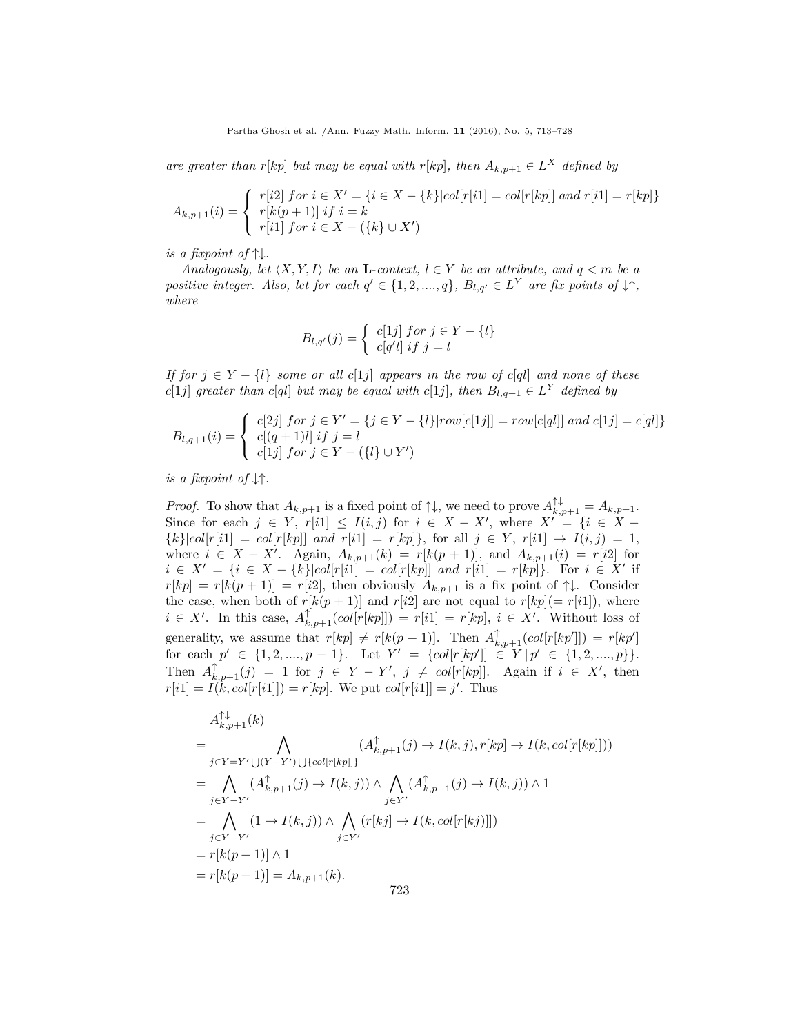*are greater than* $r[kp]$ *but may be equal with* $r[kp]$*, then* $A_{k,p+1} \in L^X$ *defined by*

$$A_{k,p+1}(i) = \begin{cases} r[i2] \; for \; i \in X' = \{i \in X - \{k\} | col[r[i1]] = col[r[kp]] \; and \; r[i1] = r[kp]\} \\ r[k(p+1)] \; if \; i = k \\ r[i1] \; for \; i \in X - (\{k\} \cup X') \end{cases}$$

*is a fixpoint of* $\uparrow\downarrow$.

*Analogously, let* $\langle X, Y, I \rangle$ *be an* $\mathbf{L}$*-context,* $l \in Y$ *be an attribute, and* $q < m$ *be a positive integer. Also, let for each* $q' \in \{1, 2, ...., q\}$*,* $B_{l,q'} \in L^Y$ *are fix points of* $\downarrow\uparrow$*, where*

$$B_{l,q'}(j) = \begin{cases} c[1j] \; for \; j \in Y - \{l\} \\ c[q'l] \; if \; j = l \end{cases}$$

*If for* $j \in Y - \{l\}$ *some or all* $c[1j]$ *appears in the row of* $c[ql]$ *and none of these* $c[1j]$ *greater than* $c[ql]$ *but may be equal with* $c[1j]$*, then* $B_{l,q+1} \in L^Y$ *defined by*

$$B_{l,q+1}(i) = \begin{cases} c[2j] \; for \; j \in Y' = \{j \in Y - \{l\} | row[c[1j]] = row[c[ql]] \; and \; c[1j] = c[ql]\} \\ c[(q+1)l] \; if \; j = l \\ c[1j] \; for \; j \in Y - (\{l\} \cup Y') \end{cases}$$

*is a fixpoint of* $\downarrow\uparrow$.

*Proof.* To show that $A_{k,p+1}$ is a fixed point of $\uparrow\downarrow$, we need to prove $A^{\uparrow\downarrow}_{k,p+1} = A_{k,p+1}$. Since for each $j \in Y$, $r[i1] \leq I(i,j)$ for $i \in X - X'$, where $X' = \{i \in X - \{k\} | col[r[i1]] = col[r[kp]] \; and \; r[i1] = r[kp]\}$, for all $j \in Y$, $r[i1] \rightarrow I(i,j) = 1$, where $i \in X - X'$. Again, $A_{k,p+1}(k) = r[k(p+1)]$, and $A_{k,p+1}(i) = r[i2]$ for $i \in X' = \{i \in X - \{k\} | col[r[i1]] = col[r[kp]] \; and \; r[i1] = r[kp]\}$. For $i \in X'$ if $r[kp] = r[k(p+1)] = r[i2]$, then obviously $A_{k,p+1}$ is a fix point of $\uparrow\downarrow$. Consider the case, when both of $r[k(p+1)]$ and $r[i2]$ are not equal to $r[kp](= r[i1])$, where $i \in X'$. In this case, $A^{\uparrow}_{k,p+1}(col[r[kp]]) = r[i1] = r[kp]$, $i \in X'$. Without loss of generality, we assume that $r[kp] \neq r[k(p+1)]$. Then $A^{\uparrow}_{k,p+1}(col[r[kp']]) = r[kp']$ for each $p' \in \{1, 2, ...., p-1\}$. Let $Y' = \{col[r[kp']] \in Y \,|\, p' \in \{1, 2, ...., p\}\}$. Then $A^{\uparrow}_{k,p+1}(j) = 1$ for $j \in Y - Y'$, $j \neq col[r[kp]]$. Again if $i \in X'$, then $r[i1] = I(k, col[r[i1]]) = r[kp]$. We put $col[r[i1]] = j'$. Thus

$$\begin{aligned}
& A^{\uparrow\downarrow}_{k,p+1}(k) \\
&= \bigwedge_{j \in Y = Y' \bigcup (Y - Y') \bigcup \{col[r[kp]]\}} (A^{\uparrow}_{k,p+1}(j) \rightarrow I(k,j), r[kp] \rightarrow I(k, col[r[kp]])) \\
&= \bigwedge_{j \in Y - Y'} (A^{\uparrow}_{k,p+1}(j) \rightarrow I(k,j)) \wedge \bigwedge_{j \in Y'} (A^{\uparrow}_{k,p+1}(j) \rightarrow I(k,j)) \wedge 1 \\
&= \bigwedge_{j \in Y - Y'} (1 \rightarrow I(k,j)) \wedge \bigwedge_{j \in Y'} (r[kj] \rightarrow I(k, col[r[kj]]]) \\
&= r[k(p+1)] \wedge 1 \\
&= r[k(p+1)] = A_{k,p+1}(k).
\end{aligned}$$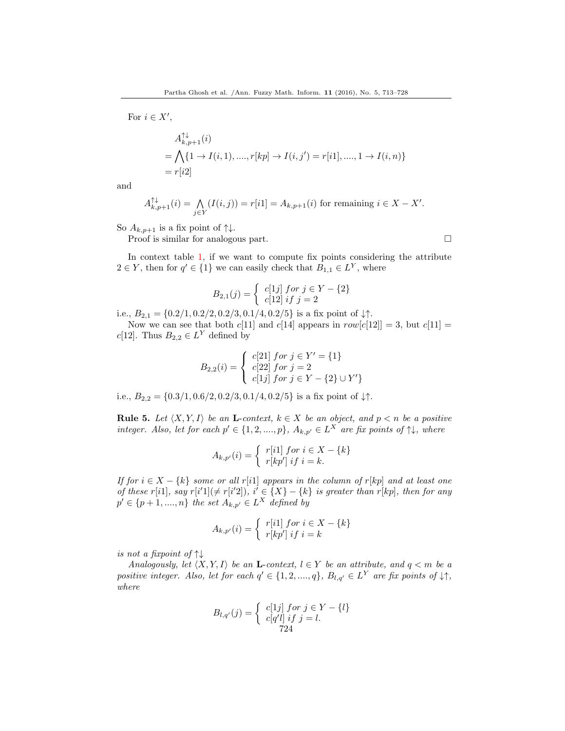For $i \in X'$,

$$
\begin{aligned}
& A^{\uparrow\downarrow}_{k,p+1}(i) \\
&= \bigwedge\{1 \to I(i,1), ...., r[kp] \to I(i,j') = r[i1], ...., 1 \to I(i,n)\} \\
&= r[i2]
\end{aligned}
$$

and

$$A^{\uparrow\downarrow}_{k,p+1}(i) = \bigwedge_{j \in Y}(I(i,j)) = r[i1] = A_{k,p+1}(i) \text{ for remaining } i \in X - X'.$$

So $A_{k,p+1}$ is a fix point of $\uparrow\downarrow$.

Proof is similar for analogous part. □

In context table 1, if we want to compute fix points considering the attribute $2 \in Y$, then for $q' \in \{1\}$ we can easily check that $B_{1,1} \in L^Y$, where

$$B_{2,1}(j) = \begin{cases} c[1j] \; for \; j \in Y - \{2\} \\ c[12] \; if \; j = 2 \end{cases}$$

i.e., $B_{2,1} = \{0.2/1, 0.2/2, 0.2/3, 0.1/4, 0.2/5\}$ is a fix point of $\downarrow\uparrow$.

Now we can see that both $c[11]$ and $c[14]$ appears in $row[c[12]] = 3$, but $c[11] = c[12]$. Thus $B_{2,2} \in L^Y$ defined by

$$B_{2,2}(i) = \begin{cases} c[21] \; for \; j \in Y' = \{1\} \\ c[22] \; for \; j = 2 \\ c[1j] \; for \; j \in Y - \{2\} \cup Y'\} \end{cases}$$

i.e., $B_{2,2} = \{0.3/1, 0.6/2, 0.2/3, 0.1/4, 0.2/5\}$ is a fix point of $\downarrow\uparrow$.

**Rule 5.** *Let $\langle X, Y, I\rangle$ be an* **L***-context, $k \in X$ be an object, and $p < n$ be a positive integer. Also, let for each $p' \in \{1, 2, ...., p\}$, $A_{k,p'} \in L^X$ are fix points of $\uparrow\downarrow$, where*

$$A_{k,p'}(i) = \begin{cases} r[i1] \; for \; i \in X - \{k\} \\ r[kp'] \; if \; i = k. \end{cases}$$

*If for $i \in X - \{k\}$ some or all $r[i1]$ appears in the column of $r[kp]$ and at least one of these $r[i1]$, say $r[i'1](\neq r[i'2])$, $i' \in \{X\} - \{k\}$ is greater than $r[kp]$, then for any $p' \in \{p+1, ...., n\}$ the set $A_{k,p'} \in L^X$ defined by*

$$A_{k,p'}(i) = \begin{cases} r[i1] \; for \; i \in X - \{k\} \\ r[kp'] \; if \; i = k \end{cases}$$

*is not a fixpoint of $\uparrow\downarrow$*

*Analogously, let $\langle X, Y, I\rangle$ be an* **L***-context, $l \in Y$ be an attribute, and $q < m$ be a positive integer. Also, let for each $q' \in \{1, 2, ...., q\}$, $B_{l,q'} \in L^Y$ are fix points of $\downarrow\uparrow$, where*

$$B_{l,q'}(j) = \begin{cases} c[1j] \; for \; j \in Y - \{l\} \\ c[q'l] \; if \; j = l. \end{cases}$$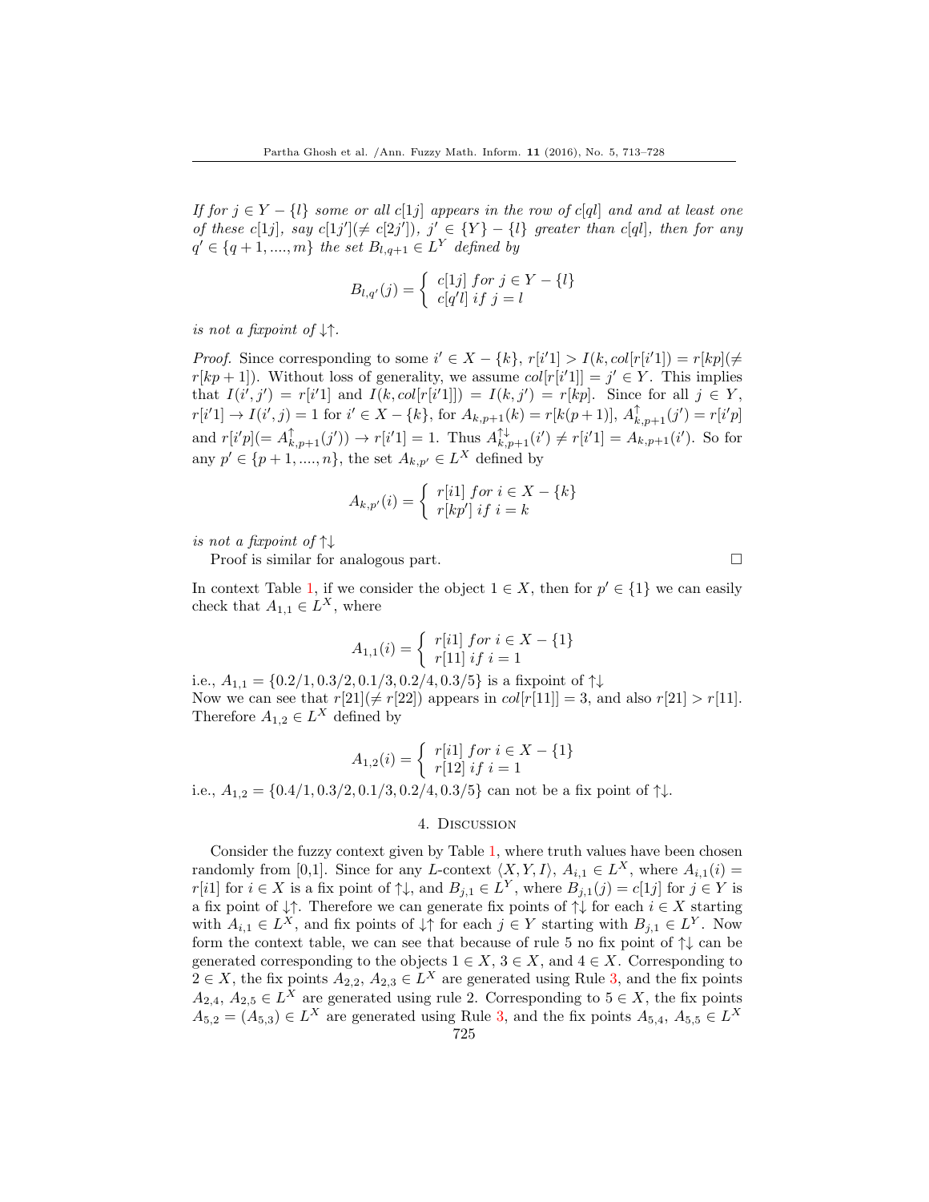*If for $j \in Y - \{l\}$ some or all $c[1j]$ appears in the row of $c[ql]$ and and at least one of these $c[1j]$, say $c[1j'](\neq c[2j'])$, $j' \in \{Y\} - \{l\}$ greater than $c[ql]$, then for any $q' \in \{q+1, ...., m\}$ the set $B_{l,q+1} \in L^Y$ defined by*

$$B_{l,q'}(j) = \begin{cases} c[1j] \; for \; j \in Y - \{l\} \\ c[q'l] \; if \; j = l \end{cases}$$

*is not a fixpoint of $\downarrow\uparrow$.*

*Proof.* Since corresponding to some $i' \in X - \{k\}$, $r[i'1] > I(k, col[r[i'1]) = r[kp](\neq r[kp+1])$. Without loss of generality, we assume $col[r[i'1]] = j' \in Y$. This implies that $I(i', j') = r[i'1]$ and $I(k, col[r[i'1]]) = I(k, j') = r[kp]$. Since for all $j \in Y$, $r[i'1] \rightarrow I(i', j) = 1$ for $i' \in X - \{k\}$, for $A_{k,p+1}(k) = r[k(p+1)]$, $A^{\uparrow}_{k,p+1}(j') = r[i'p]$ and $r[i'p](= A^{\uparrow}_{k,p+1}(j')) \rightarrow r[i'1] = 1$. Thus $A^{\uparrow\downarrow}_{k,p+1}(i') \neq r[i'1] = A_{k,p+1}(i')$. So for any $p' \in \{p+1, ...., n\}$, the set $A_{k,p'} \in L^X$ defined by

$$A_{k,p'}(i) = \begin{cases} r[i1] \; for \; i \in X - \{k\} \\ r[kp'] \; if \; i = k \end{cases}$$

*is not a fixpoint of $\uparrow\downarrow$*

Proof is similar for analogous part. □

In context Table 1, if we consider the object $1 \in X$, then for $p' \in \{1\}$ we can easily check that $A_{1,1} \in L^X$, where

$$A_{1,1}(i) = \begin{cases} r[i1] \; for \; i \in X - \{1\} \\ r[11] \; if \; i = 1 \end{cases}$$

i.e., $A_{1,1} = \{0.2/1, 0.3/2, 0.1/3, 0.2/4, 0.3/5\}$ is a fixpoint of $\uparrow\downarrow$
Now we can see that $r[21](\neq r[22])$ appears in $col[r[11]] = 3$, and also $r[21] > r[11]$. Therefore $A_{1,2} \in L^X$ defined by

$$A_{1,2}(i) = \begin{cases} r[i1] \; for \; i \in X - \{1\} \\ r[12] \; if \; i = 1 \end{cases}$$

i.e., $A_{1,2} = \{0.4/1, 0.3/2, 0.1/3, 0.2/4, 0.3/5\}$ can not be a fix point of $\uparrow\downarrow$.

## 4. Discussion

Consider the fuzzy context given by Table 1, where truth values have been chosen randomly from [0,1]. Since for any $L$-context $\langle X, Y, I\rangle$, $A_{i,1} \in L^X$, where $A_{i,1}(i) = r[i1]$ for $i \in X$ is a fix point of $\uparrow\downarrow$, and $B_{j,1} \in L^Y$, where $B_{j,1}(j) = c[1j]$ for $j \in Y$ is a fix point of $\downarrow\uparrow$. Therefore we can generate fix points of $\uparrow\downarrow$ for each $i \in X$ starting with $A_{i,1} \in L^X$, and fix points of $\downarrow\uparrow$ for each $j \in Y$ starting with $B_{j,1} \in L^Y$. Now form the context table, we can see that because of rule 5 no fix point of $\uparrow\downarrow$ can be generated corresponding to the objects $1 \in X$, $3 \in X$, and $4 \in X$. Corresponding to $2 \in X$, the fix points $A_{2,2}$, $A_{2,3} \in L^X$ are generated using Rule 3, and the fix points $A_{2,4}$, $A_{2,5} \in L^X$ are generated using rule 2. Corresponding to $5 \in X$, the fix points $A_{5,2} = (A_{5,3}) \in L^X$ are generated using Rule 3, and the fix points $A_{5,4}$, $A_{5,5} \in L^X$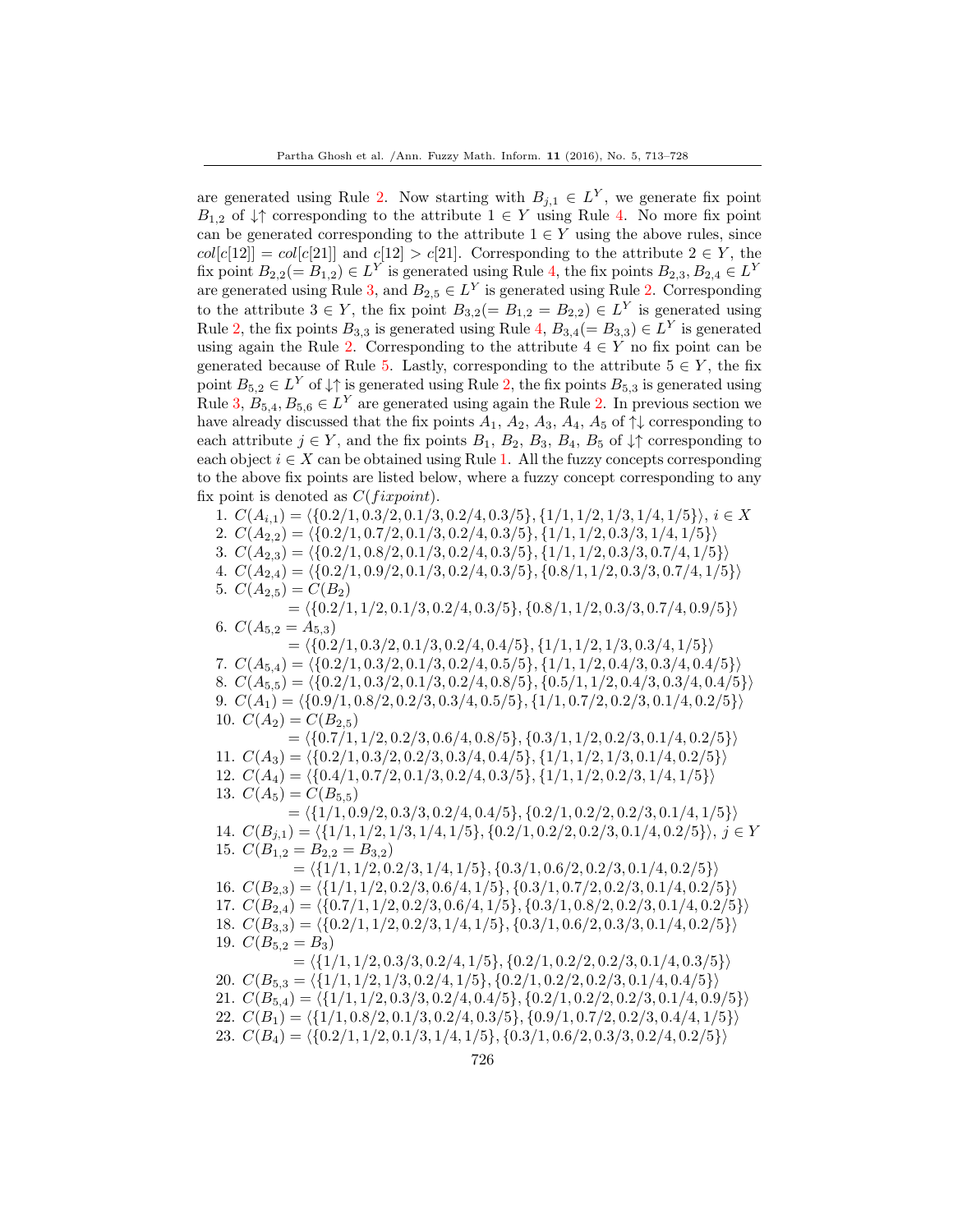are generated using Rule 2. Now starting with $B_{j,1} \in L^Y$, we generate fix point $B_{1,2}$ of $\downarrow\uparrow$ corresponding to the attribute $1 \in Y$ using Rule 4. No more fix point can be generated corresponding to the attribute $1 \in Y$ using the above rules, since $col[c[12]] = col[c[21]]$ and $c[12] > c[21]$. Corresponding to the attribute $2 \in Y$, the fix point $B_{2,2}(= B_{1,2}) \in L^Y$ is generated using Rule 4, the fix points $B_{2,3}, B_{2,4} \in L^Y$ are generated using Rule 3, and $B_{2,5} \in L^Y$ is generated using Rule 2. Corresponding to the attribute $3 \in Y$, the fix point $B_{3,2}(= B_{1,2} = B_{2,2}) \in L^Y$ is generated using Rule 2, the fix points $B_{3,3}$ is generated using Rule 4, $B_{3,4}(= B_{3,3}) \in L^Y$ is generated using again the Rule 2. Corresponding to the attribute $4 \in Y$ no fix point can be generated because of Rule 5. Lastly, corresponding to the attribute $5 \in Y$, the fix point $B_{5,2} \in L^Y$ of $\downarrow\uparrow$ is generated using Rule 2, the fix points $B_{5,3}$ is generated using Rule 3, $B_{5,4}, B_{5,6} \in L^Y$ are generated using again the Rule 2. In previous section we have already discussed that the fix points $A_1$, $A_2$, $A_3$, $A_4$, $A_5$ of $\uparrow\downarrow$ corresponding to each attribute $j \in Y$, and the fix points $B_1$, $B_2$, $B_3$, $B_4$, $B_5$ of $\downarrow\uparrow$ corresponding to each object $i \in X$ can be obtained using Rule 1. All the fuzzy concepts corresponding to the above fix points are listed below, where a fuzzy concept corresponding to any fix point is denoted as $C(fixpoint)$.

1. $C(A_{i,1}) = \langle\{0.2/1, 0.3/2, 0.1/3, 0.2/4, 0.3/5\}, \{1/1, 1/2, 1/3, 1/4, 1/5\}\rangle$, $i \in X$
2. $C(A_{2,2}) = \langle\{0.2/1, 0.7/2, 0.1/3, 0.2/4, 0.3/5\}, \{1/1, 1/2, 0.3/3, 1/4, 1/5\}\rangle$
3. $C(A_{2,3}) = \langle\{0.2/1, 0.8/2, 0.1/3, 0.2/4, 0.3/5\}, \{1/1, 1/2, 0.3/3, 0.7/4, 1/5\}\rangle$
4. $C(A_{2,4}) = \langle\{0.2/1, 0.9/2, 0.1/3, 0.2/4, 0.3/5\}, \{0.8/1, 1/2, 0.3/3, 0.7/4, 1/5\}\rangle$
5. $C(A_{2,5}) = C(B_2)$
   $= \langle\{0.2/1, 1/2, 0.1/3, 0.2/4, 0.3/5\}, \{0.8/1, 1/2, 0.3/3, 0.7/4, 0.9/5\}\rangle$
6. $C(A_{5,2} = A_{5,3})$
   $= \langle\{0.2/1, 0.3/2, 0.1/3, 0.2/4, 0.4/5\}, \{1/1, 1/2, 1/3, 0.3/4, 1/5\}\rangle$
7. $C(A_{5,4}) = \langle\{0.2/1, 0.3/2, 0.1/3, 0.2/4, 0.5/5\}, \{1/1, 1/2, 0.4/3, 0.3/4, 0.4/5\}\rangle$
8. $C(A_{5,5}) = \langle\{0.2/1, 0.3/2, 0.1/3, 0.2/4, 0.8/5\}, \{0.5/1, 1/2, 0.4/3, 0.3/4, 0.4/5\}\rangle$
9. $C(A_1) = \langle\{0.9/1, 0.8/2, 0.2/3, 0.3/4, 0.5/5\}, \{1/1, 0.7/2, 0.2/3, 0.1/4, 0.2/5\}\rangle$
10. $C(A_2) = C(B_{2,5})$
    $= \langle\{0.7/1, 1/2, 0.2/3, 0.6/4, 0.8/5\}, \{0.3/1, 1/2, 0.2/3, 0.1/4, 0.2/5\}\rangle$
11. $C(A_3) = \langle\{0.2/1, 0.3/2, 0.2/3, 0.3/4, 0.4/5\}, \{1/1, 1/2, 1/3, 0.1/4, 0.2/5\}\rangle$
12. $C(A_4) = \langle\{0.4/1, 0.7/2, 0.1/3, 0.2/4, 0.3/5\}, \{1/1, 1/2, 0.2/3, 1/4, 1/5\}\rangle$
13. $C(A_5) = C(B_{5,5})$
    $= \langle\{1/1, 0.9/2, 0.3/3, 0.2/4, 0.4/5\}, \{0.2/1, 0.2/2, 0.2/3, 0.1/4, 1/5\}\rangle$
14. $C(B_{j,1}) = \langle\{1/1, 1/2, 1/3, 1/4, 1/5\}, \{0.2/1, 0.2/2, 0.2/3, 0.1/4, 0.2/5\}\rangle$, $j \in Y$
15. $C(B_{1,2} = B_{2,2} = B_{3,2})$
    $= \langle\{1/1, 1/2, 0.2/3, 1/4, 1/5\}, \{0.3/1, 0.6/2, 0.2/3, 0.1/4, 0.2/5\}\rangle$
16. $C(B_{2,3}) = \langle\{1/1, 1/2, 0.2/3, 0.6/4, 1/5\}, \{0.3/1, 0.7/2, 0.2/3, 0.1/4, 0.2/5\}\rangle$
17. $C(B_{2,4}) = \langle\{0.7/1, 1/2, 0.2/3, 0.6/4, 1/5\}, \{0.3/1, 0.8/2, 0.2/3, 0.1/4, 0.2/5\}\rangle$
18. $C(B_{3,3}) = \langle\{0.2/1, 1/2, 0.2/3, 1/4, 1/5\}, \{0.3/1, 0.6/2, 0.3/3, 0.1/4, 0.2/5\}\rangle$
19. $C(B_{5,2} = B_3)$
    $= \langle\{1/1, 1/2, 0.3/3, 0.2/4, 1/5\}, \{0.2/1, 0.2/2, 0.2/3, 0.1/4, 0.3/5\}\rangle$
20. $C(B_{5,3} = \langle\{1/1, 1/2, 1/3, 0.2/4, 1/5\}, \{0.2/1, 0.2/2, 0.2/3, 0.1/4, 0.4/5\}\rangle$
21. $C(B_{5,4}) = \langle\{1/1, 1/2, 0.3/3, 0.2/4, 0.4/5\}, \{0.2/1, 0.2/2, 0.2/3, 0.1/4, 0.9/5\}\rangle$
22. $C(B_1) = \langle\{1/1, 0.8/2, 0.1/3, 0.2/4, 0.3/5\}, \{0.9/1, 0.7/2, 0.2/3, 0.4/4, 1/5\}\rangle$
23. $C(B_4) = \langle\{0.2/1, 1/2, 0.1/3, 1/4, 1/5\}, \{0.3/1, 0.6/2, 0.3/3, 0.2/4, 0.2/5\}\rangle$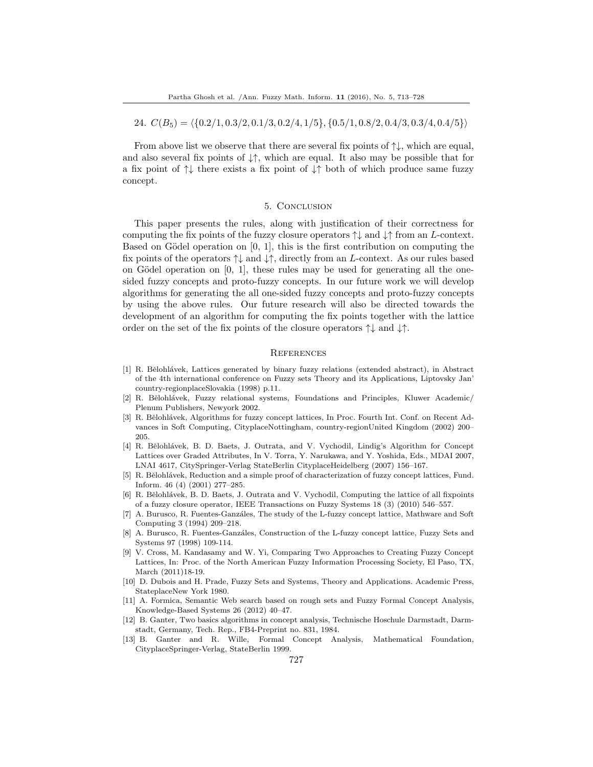24. $C(B_5) = \langle\{0.2/1, 0.3/2, 0.1/3, 0.2/4, 1/5\}, \{0.5/1, 0.8/2, 0.4/3, 0.3/4, 0.4/5\}\rangle$

From above list we observe that there are several fix points of $\uparrow\downarrow$, which are equal, and also several fix points of $\downarrow\uparrow$, which are equal. It also may be possible that for a fix point of $\uparrow\downarrow$ there exists a fix point of $\downarrow\uparrow$ both of which produce same fuzzy concept.

## 5. Conclusion

This paper presents the rules, along with justification of their correctness for computing the fix points of the fuzzy closure operators $\uparrow\downarrow$ and $\downarrow\uparrow$ from an $L$-context. Based on Gödel operation on [0, 1], this is the first contribution on computing the fix points of the operators $\uparrow\downarrow$ and $\downarrow\uparrow$, directly from an $L$-context. As our rules based on Gödel operation on [0, 1], these rules may be used for generating all the one-sided fuzzy concepts and proto-fuzzy concepts. In our future work we will develop algorithms for generating the all one-sided fuzzy concepts and proto-fuzzy concepts by using the above rules. Our future research will also be directed towards the development of an algorithm for computing the fix points together with the lattice order on the set of the fix points of the closure operators $\uparrow\downarrow$ and $\downarrow\uparrow$.

## References

[1] R. Bělohlávek, Lattices generated by binary fuzzy relations (extended abstract), in Abstract of the 4th international conference on Fuzzy sets Theory and its Applications, Liptovsky Jan' country-regionplaceSlovakia (1998) p.11.

[2] R. Bělohlávek, Fuzzy relational systems, Foundations and Principles, Kluwer Academic/ Plenum Publishers, Newyork 2002.

[3] R. Bělohlávek, Algorithms for fuzzy concept lattices, In Proc. Fourth Int. Conf. on Recent Advances in Soft Computing, CityplaceNottingham, country-regionUnited Kingdom (2002) 200–205.

[4] R. Bělohlávek, B. D. Baets, J. Outrata, and V. Vychodil, Lindig's Algorithm for Concept Lattices over Graded Attributes, In V. Torra, Y. Narukawa, and Y. Yoshida, Eds., MDAI 2007, LNAI 4617, CitySpringer-Verlag StateBerlin CityplaceHeidelberg (2007) 156–167.

[5] R. Bělohlávek, Reduction and a simple proof of characterization of fuzzy concept lattices, Fund. Inform. 46 (4) (2001) 277–285.

[6] R. Bělohlávek, B. D. Baets, J. Outrata and V. Vychodil, Computing the lattice of all fixpoints of a fuzzy closure operator, IEEE Transactions on Fuzzy Systems 18 (3) (2010) 546–557.

[7] A. Burusco, R. Fuentes-Ganzáles, The study of the L-fuzzy concept lattice, Mathware and Soft Computing 3 (1994) 209–218.

[8] A. Burusco, R. Fuentes-Ganzáles, Construction of the L-fuzzy concept lattice, Fuzzy Sets and Systems 97 (1998) 109-114.

[9] V. Cross, M. Kandasamy and W. Yi, Comparing Two Approaches to Creating Fuzzy Concept Lattices, In: Proc. of the North American Fuzzy Information Processing Society, El Paso, TX, March (2011)18-19.

[10] D. Dubois and H. Prade, Fuzzy Sets and Systems, Theory and Applications. Academic Press, StateplaceNew York 1980.

[11] A. Formica, Semantic Web search based on rough sets and Fuzzy Formal Concept Analysis, Knowledge-Based Systems 26 (2012) 40–47.

[12] B. Ganter, Two basics algorithms in concept analysis, Technische Hoschule Darmstadt, Darmstadt, Germany, Tech. Rep., FB4-Preprint no. 831, 1984.

[13] B. Ganter and R. Wille, Formal Concept Analysis, Mathematical Foundation, CityplaceSpringer-Verlag, StateBerlin 1999.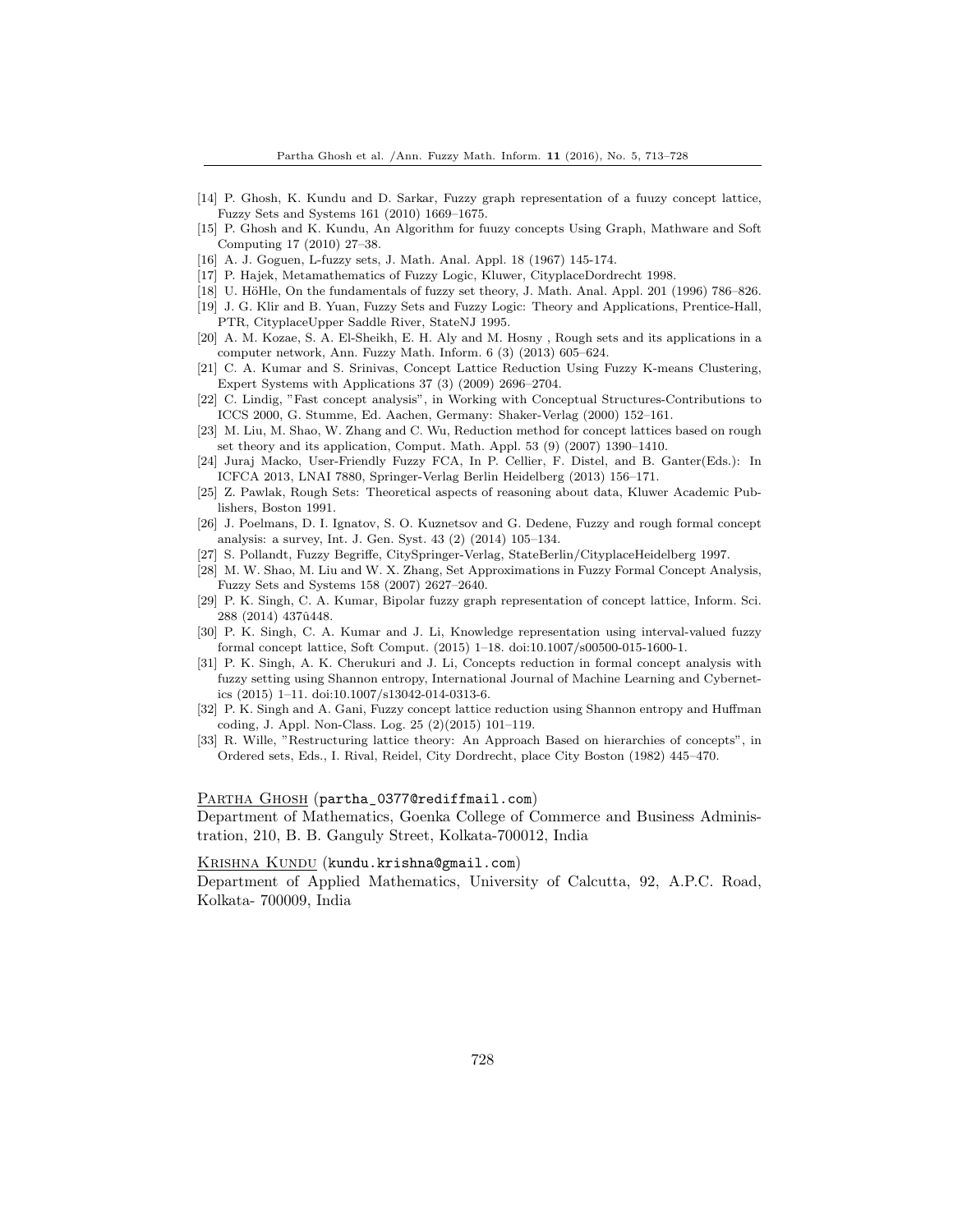[14] P. Ghosh, K. Kundu and D. Sarkar, Fuzzy graph representation of a fuuzy concept lattice, Fuzzy Sets and Systems 161 (2010) 1669–1675.

[15] P. Ghosh and K. Kundu, An Algorithm for fuuzy concepts Using Graph, Mathware and Soft Computing 17 (2010) 27–38.

[16] A. J. Goguen, L-fuzzy sets, J. Math. Anal. Appl. 18 (1967) 145-174.

[17] P. Hajek, Metamathematics of Fuzzy Logic, Kluwer, CityplaceDordrecht 1998.

[18] U. HöHle, On the fundamentals of fuzzy set theory, J. Math. Anal. Appl. 201 (1996) 786–826.

[19] J. G. Klir and B. Yuan, Fuzzy Sets and Fuzzy Logic: Theory and Applications, Prentice-Hall, PTR, CityplaceUpper Saddle River, StateNJ 1995.

[20] A. M. Kozae, S. A. El-Sheikh, E. H. Aly and M. Hosny , Rough sets and its applications in a computer network, Ann. Fuzzy Math. Inform. 6 (3) (2013) 605–624.

[21] C. A. Kumar and S. Srinivas, Concept Lattice Reduction Using Fuzzy K-means Clustering, Expert Systems with Applications 37 (3) (2009) 2696–2704.

[22] C. Lindig, "Fast concept analysis", in Working with Conceptual Structures-Contributions to ICCS 2000, G. Stumme, Ed. Aachen, Germany: Shaker-Verlag (2000) 152–161.

[23] M. Liu, M. Shao, W. Zhang and C. Wu, Reduction method for concept lattices based on rough set theory and its application, Comput. Math. Appl. 53 (9) (2007) 1390–1410.

[24] Juraj Macko, User-Friendly Fuzzy FCA, In P. Cellier, F. Distel, and B. Ganter(Eds.): In ICFCA 2013, LNAI 7880, Springer-Verlag Berlin Heidelberg (2013) 156–171.

[25] Z. Pawlak, Rough Sets: Theoretical aspects of reasoning about data, Kluwer Academic Publishers, Boston 1991.

[26] J. Poelmans, D. I. Ignatov, S. O. Kuznetsov and G. Dedene, Fuzzy and rough formal concept analysis: a survey, Int. J. Gen. Syst. 43 (2) (2014) 105–134.

[27] S. Pollandt, Fuzzy Begriffe, CitySpringer-Verlag, StateBerlin/CityplaceHeidelberg 1997.

[28] M. W. Shao, M. Liu and W. X. Zhang, Set Approximations in Fuzzy Formal Concept Analysis, Fuzzy Sets and Systems 158 (2007) 2627–2640.

[29] P. K. Singh, C. A. Kumar, Bipolar fuzzy graph representation of concept lattice, Inform. Sci. 288 (2014) 437û448.

[30] P. K. Singh, C. A. Kumar and J. Li, Knowledge representation using interval-valued fuzzy formal concept lattice, Soft Comput. (2015) 1–18. doi:10.1007/s00500-015-1600-1.

[31] P. K. Singh, A. K. Cherukuri and J. Li, Concepts reduction in formal concept analysis with fuzzy setting using Shannon entropy, International Journal of Machine Learning and Cybernetics (2015) 1–11. doi:10.1007/s13042-014-0313-6.

[32] P. K. Singh and A. Gani, Fuzzy concept lattice reduction using Shannon entropy and Huffman coding, J. Appl. Non-Class. Log. 25 (2)(2015) 101–119.

[33] R. Wille, "Restructuring lattice theory: An Approach Based on hierarchies of concepts", in Ordered sets, Eds., I. Rival, Reidel, City Dordrecht, place City Boston (1982) 445–470.

Partha Ghosh (partha_0377@rediffmail.com)
Department of Mathematics, Goenka College of Commerce and Business Administration, 210, B. B. Ganguly Street, Kolkata-700012, India

Krishna Kundu (kundu.krishna@gmail.com)
Department of Applied Mathematics, University of Calcutta, 92, A.P.C. Road, Kolkata- 700009, India